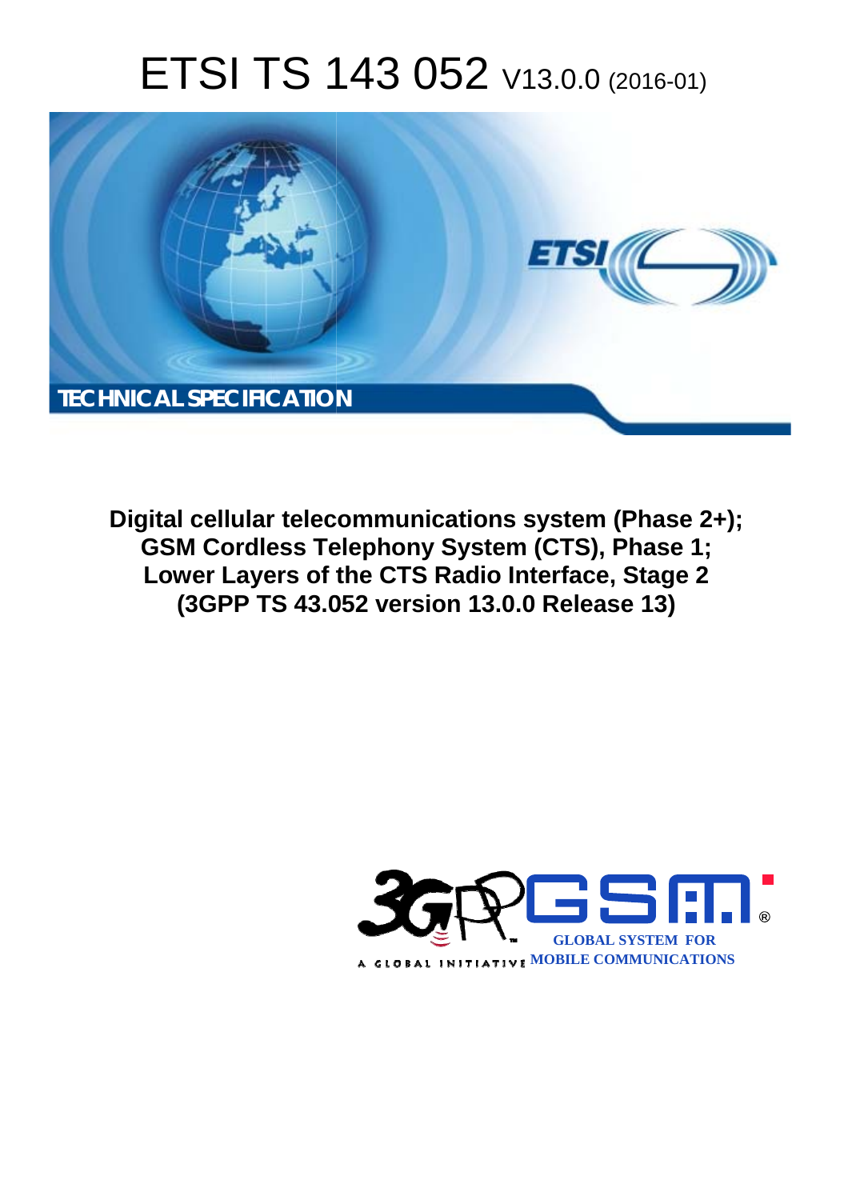# ETSI TS 143 052 V13.0.0 (2016-01)

TECHNICAL SPECIFICATION

**Digital cellular telecommunications system (Phase 2+); GSM Cordless Telephony System (CTS), Phase 1; Lower Layers of the CTS Radio Interface, Stage 2 (3GPP TS 43.052 version 13.0.0 Release 13)**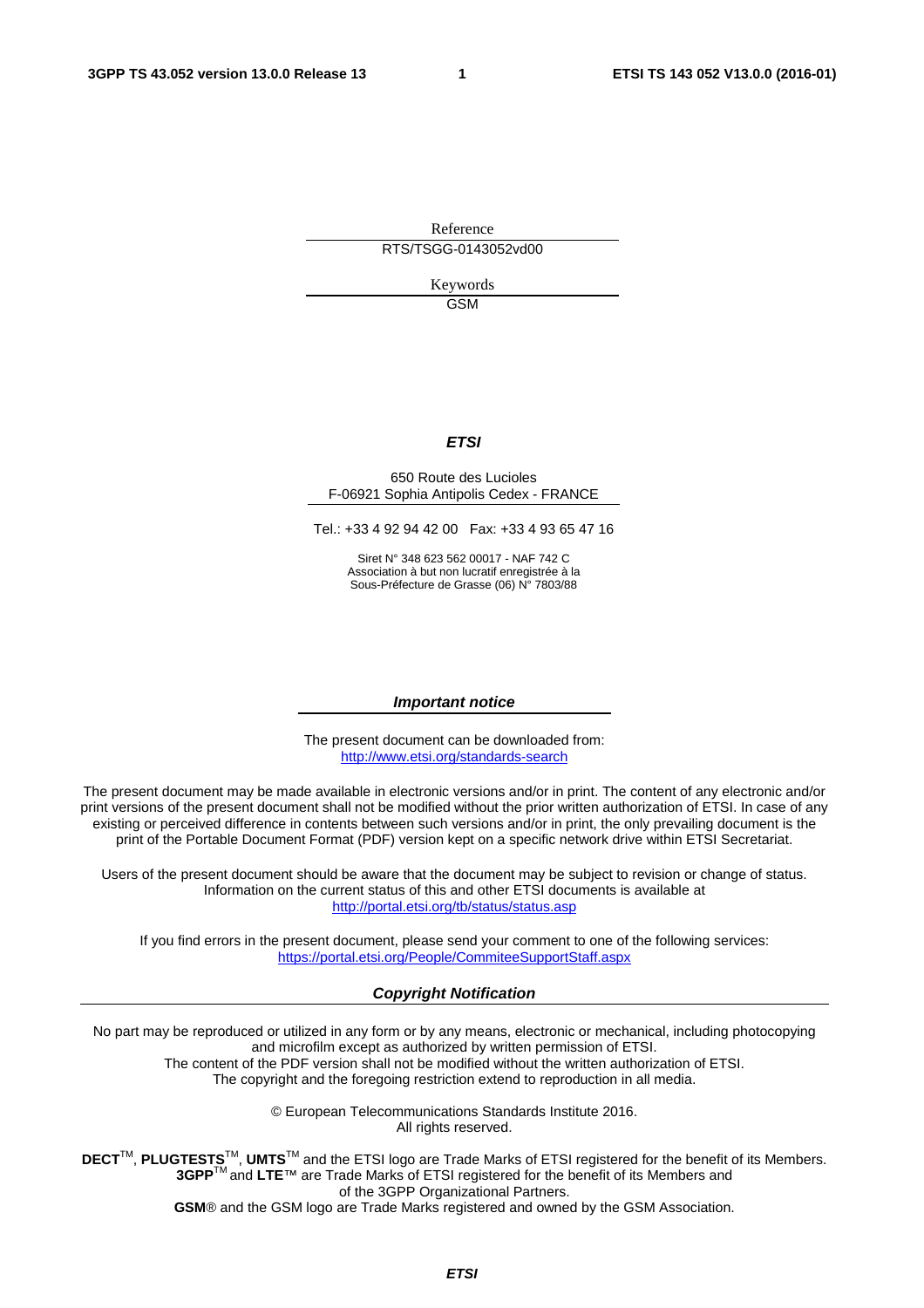Reference

RTS/TSGG-0143052vd00

Keywords

GSM

***ETSI***

650 Route des Lucioles
F-06921 Sophia Antipolis Cedex - FRANCE

Tel.: +33 4 92 94 42 00 Fax: +33 4 93 65 47 16

Siret N° 348 623 562 00017 - NAF 742 C
Association à but non lucratif enregistrée à la
Sous-Préfecture de Grasse (06) N° 7803/88

***Important notice***

The present document can be downloaded from:
http://www.etsi.org/standards-search

The present document may be made available in electronic versions and/or in print. The content of any electronic and/or print versions of the present document shall not be modified without the prior written authorization of ETSI. In case of any existing or perceived difference in contents between such versions and/or in print, the only prevailing document is the print of the Portable Document Format (PDF) version kept on a specific network drive within ETSI Secretariat.

Users of the present document should be aware that the document may be subject to revision or change of status. Information on the current status of this and other ETSI documents is available at
http://portal.etsi.org/tb/status/status.asp

If you find errors in the present document, please send your comment to one of the following services:
https://portal.etsi.org/People/CommiteeSupportStaff.aspx

***Copyright Notification***

No part may be reproduced or utilized in any form or by any means, electronic or mechanical, including photocopying and microfilm except as authorized by written permission of ETSI.
The content of the PDF version shall not be modified without the written authorization of ETSI.
The copyright and the foregoing restriction extend to reproduction in all media.

© European Telecommunications Standards Institute 2016.
All rights reserved.

**DECT**™, **PLUGTESTS**™, **UMTS**™ and the ETSI logo are Trade Marks of ETSI registered for the benefit of its Members.
**3GPP**™ and **LTE**™ are Trade Marks of ETSI registered for the benefit of its Members and of the 3GPP Organizational Partners.
**GSM**® and the GSM logo are Trade Marks registered and owned by the GSM Association.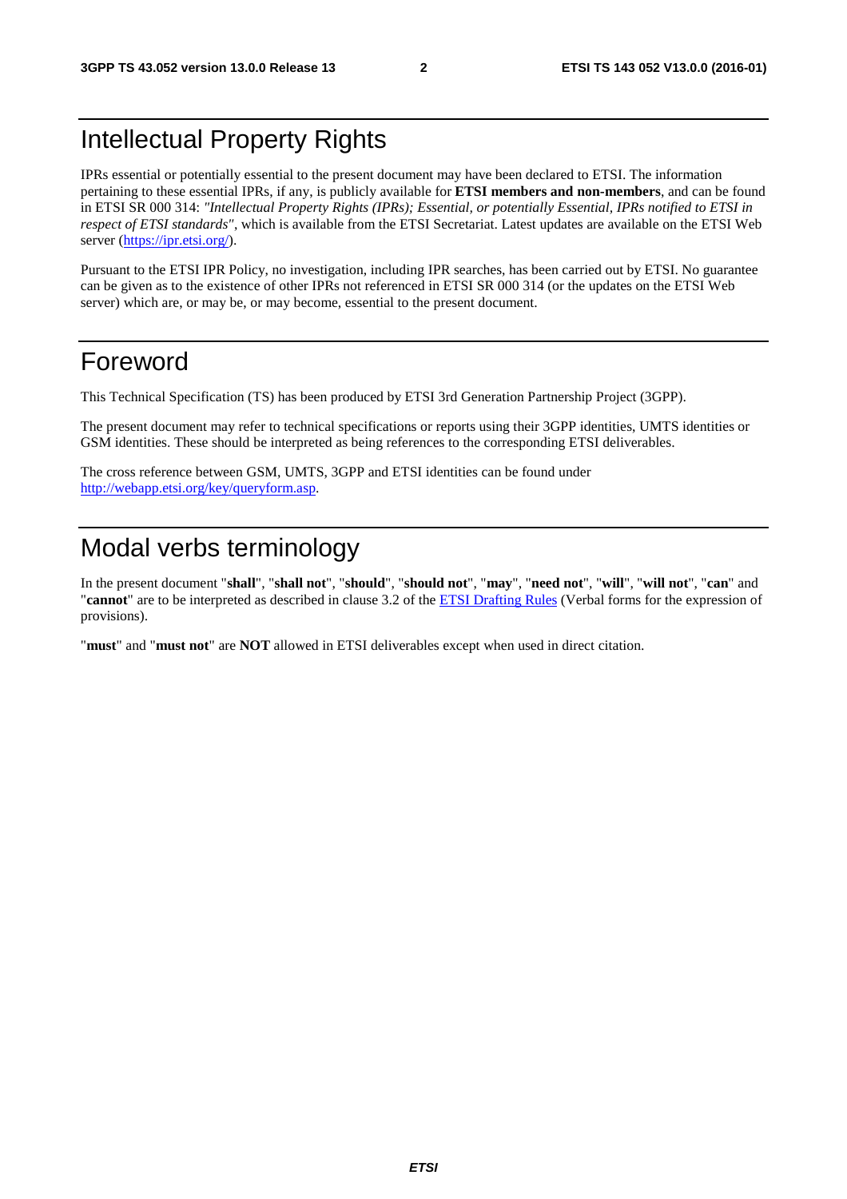# Intellectual Property Rights

IPRs essential or potentially essential to the present document may have been declared to ETSI. The information pertaining to these essential IPRs, if any, is publicly available for **ETSI members and non-members**, and can be found in ETSI SR 000 314: *"Intellectual Property Rights (IPRs); Essential, or potentially Essential, IPRs notified to ETSI in respect of ETSI standards"*, which is available from the ETSI Secretariat. Latest updates are available on the ETSI Web server (https://ipr.etsi.org/).

Pursuant to the ETSI IPR Policy, no investigation, including IPR searches, has been carried out by ETSI. No guarantee can be given as to the existence of other IPRs not referenced in ETSI SR 000 314 (or the updates on the ETSI Web server) which are, or may be, or may become, essential to the present document.

# Foreword

This Technical Specification (TS) has been produced by ETSI 3rd Generation Partnership Project (3GPP).

The present document may refer to technical specifications or reports using their 3GPP identities, UMTS identities or GSM identities. These should be interpreted as being references to the corresponding ETSI deliverables.

The cross reference between GSM, UMTS, 3GPP and ETSI identities can be found under http://webapp.etsi.org/key/queryform.asp.

# Modal verbs terminology

In the present document "**shall**", "**shall not**", "**should**", "**should not**", "**may**", "**need not**", "**will**", "**will not**", "**can**" and "**cannot**" are to be interpreted as described in clause 3.2 of the ETSI Drafting Rules (Verbal forms for the expression of provisions).

"**must**" and "**must not**" are **NOT** allowed in ETSI deliverables except when used in direct citation.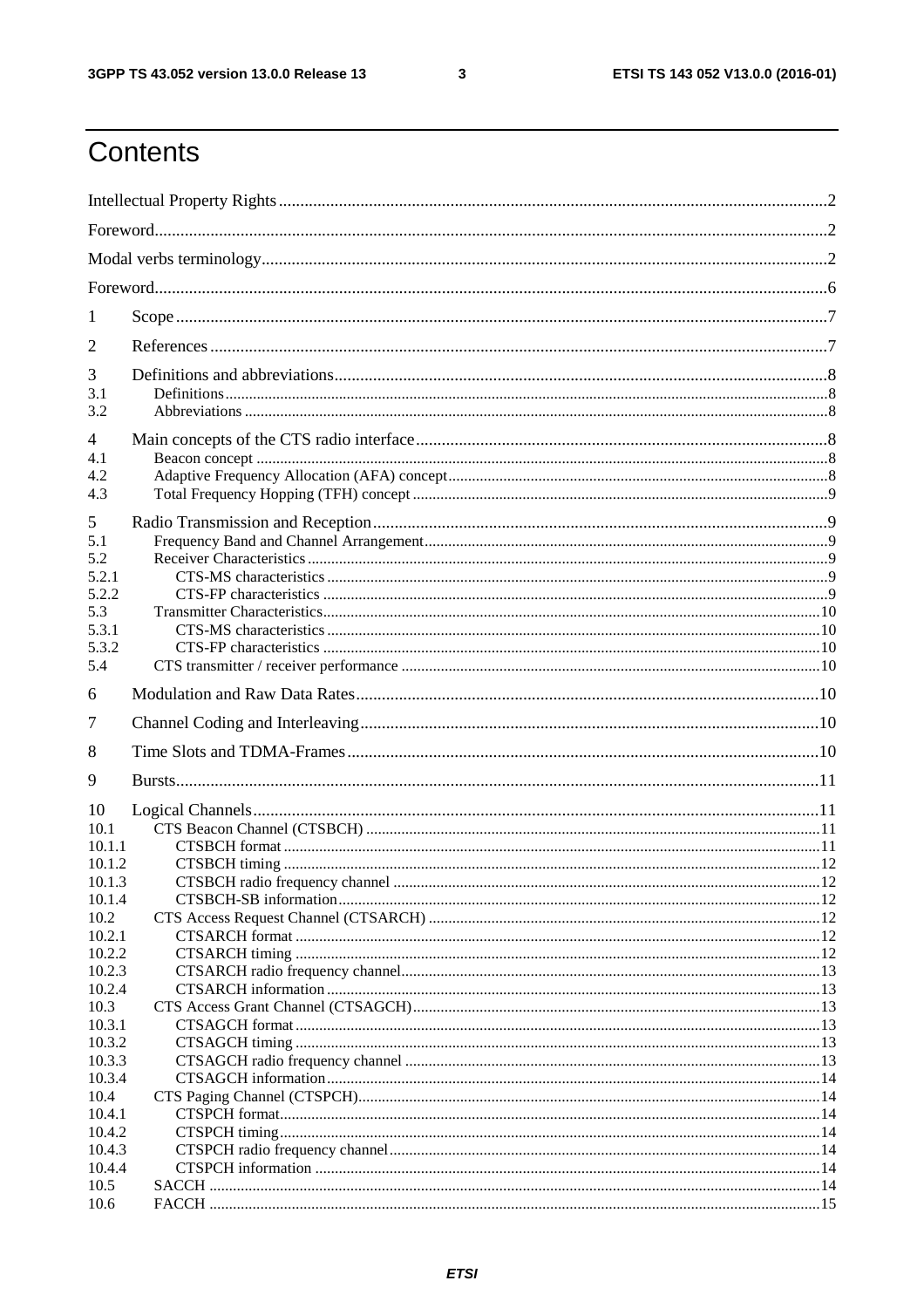# Contents

Intellectual Property Rights ..... 2
Foreword ..... 2
Modal verbs terminology ..... 2
Foreword ..... 6
1 Scope ..... 7
2 References ..... 7
3 Definitions and abbreviations ..... 8
3.1 Definitions ..... 8
3.2 Abbreviations ..... 8
4 Main concepts of the CTS radio interface ..... 8
4.1 Beacon concept ..... 8
4.2 Adaptive Frequency Allocation (AFA) concept ..... 8
4.3 Total Frequency Hopping (TFH) concept ..... 9
5 Radio Transmission and Reception ..... 9
5.1 Frequency Band and Channel Arrangement ..... 9
5.2 Receiver Characteristics ..... 9
5.2.1 CTS-MS characteristics ..... 9
5.2.2 CTS-FP characteristics ..... 9
5.3 Transmitter Characteristics ..... 10
5.3.1 CTS-MS characteristics ..... 10
5.3.2 CTS-FP characteristics ..... 10
5.4 CTS transmitter / receiver performance ..... 10
6 Modulation and Raw Data Rates ..... 10
7 Channel Coding and Interleaving ..... 10
8 Time Slots and TDMA-Frames ..... 10
9 Bursts ..... 11
10 Logical Channels ..... 11
10.1 CTS Beacon Channel (CTSBCH) ..... 11
10.1.1 CTSBCH format ..... 11
10.1.2 CTSBCH timing ..... 12
10.1.3 CTSBCH radio frequency channel ..... 12
10.1.4 CTSBCH-SB information ..... 12
10.2 CTS Access Request Channel (CTSARCH) ..... 12
10.2.1 CTSARCH format ..... 12
10.2.2 CTSARCH timing ..... 12
10.2.3 CTSARCH radio frequency channel ..... 13
10.2.4 CTSARCH information ..... 13
10.3 CTS Access Grant Channel (CTSAGCH) ..... 13
10.3.1 CTSAGCH format ..... 13
10.3.2 CTSAGCH timing ..... 13
10.3.3 CTSAGCH radio frequency channel ..... 13
10.3.4 CTSAGCH information ..... 14
10.4 CTS Paging Channel (CTSPCH) ..... 14
10.4.1 CTSPCH format ..... 14
10.4.2 CTSPCH timing ..... 14
10.4.3 CTSPCH radio frequency channel ..... 14
10.4.4 CTSPCH information ..... 14
10.5 SACCH ..... 14
10.6 FACCH ..... 15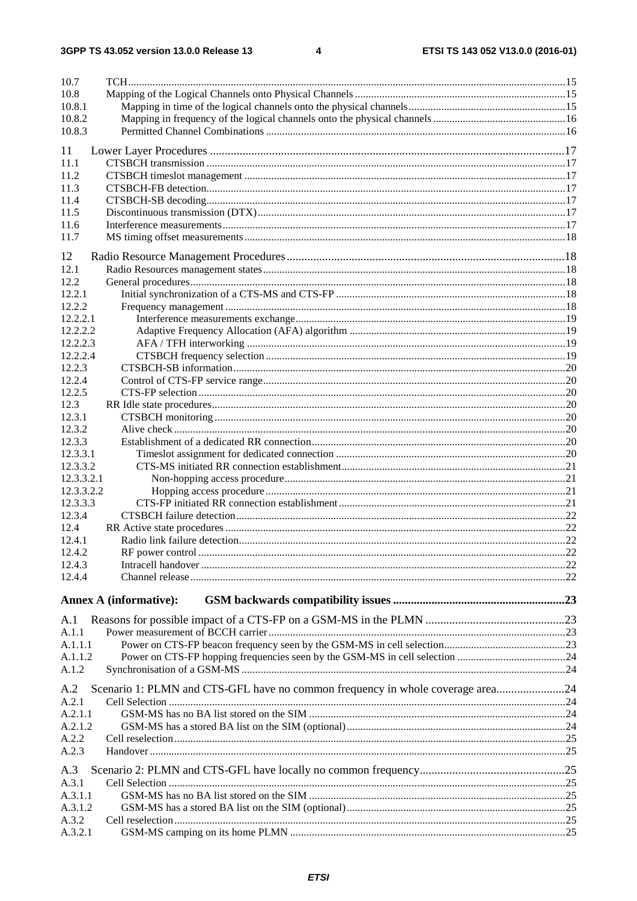10.7 TCH ..... 15
10.8 Mapping of the Logical Channels onto Physical Channels ..... 15
10.8.1 Mapping in time of the logical channels onto the physical channels ..... 15
10.8.2 Mapping in frequency of the logical channels onto the physical channels ..... 16
10.8.3 Permitted Channel Combinations ..... 16

11 Lower Layer Procedures ..... 17
11.1 CTSBCH transmission ..... 17
11.2 CTSBCH timeslot management ..... 17
11.3 CTSBCH-FB detection ..... 17
11.4 CTSBCH-SB decoding ..... 17
11.5 Discontinuous transmission (DTX) ..... 17
11.6 Interference measurements ..... 17
11.7 MS timing offset measurements ..... 18

12 Radio Resource Management Procedures ..... 18
12.1 Radio Resources management states ..... 18
12.2 General procedures ..... 18
12.2.1 Initial synchronization of a CTS-MS and CTS-FP ..... 18
12.2.2 Frequency management ..... 18
12.2.2.1 Interference measurements exchange ..... 19
12.2.2.2 Adaptive Frequency Allocation (AFA) algorithm ..... 19
12.2.2.3 AFA / TFH interworking ..... 19
12.2.2.4 CTSBCH frequency selection ..... 19
12.2.3 CTSBCH-SB information ..... 20
12.2.4 Control of CTS-FP service range ..... 20
12.2.5 CTS-FP selection ..... 20
12.3 RR Idle state procedures ..... 20
12.3.1 CTSBCH monitoring ..... 20
12.3.2 Alive check ..... 20
12.3.3 Establishment of a dedicated RR connection ..... 20
12.3.3.1 Timeslot assignment for dedicated connection ..... 20
12.3.3.2 CTS-MS initiated RR connection establishment ..... 21
12.3.3.2.1 Non-hopping access procedure ..... 21
12.3.3.2.2 Hopping access procedure ..... 21
12.3.3.3 CTS-FP initiated RR connection establishment ..... 21
12.3.4 CTSBCH failure detection ..... 22
12.4 RR Active state procedures ..... 22
12.4.1 Radio link failure detection ..... 22
12.4.2 RF power control ..... 22
12.4.3 Intracell handover ..... 22
12.4.4 Channel release ..... 22

**Annex A (informative): GSM backwards compatibility issues ..... 23**

A.1 Reasons for possible impact of a CTS-FP on a GSM-MS in the PLMN ..... 23
A.1.1 Power measurement of BCCH carrier ..... 23
A.1.1.1 Power on CTS-FP beacon frequency seen by the GSM-MS in cell selection ..... 23
A.1.1.2 Power on CTS-FP hopping frequencies seen by the GSM-MS in cell selection ..... 24
A.1.2 Synchronisation of a GSM-MS ..... 24

A.2 Scenario 1: PLMN and CTS-GFL have no common frequency in whole coverage area ..... 24
A.2.1 Cell Selection ..... 24
A.2.1.1 GSM-MS has no BA list stored on the SIM ..... 24
A.2.1.2 GSM-MS has a stored BA list on the SIM (optional) ..... 24
A.2.2 Cell reselection ..... 25
A.2.3 Handover ..... 25

A.3 Scenario 2: PLMN and CTS-GFL have locally no common frequency ..... 25
A.3.1 Cell Selection ..... 25
A.3.1.1 GSM-MS has no BA list stored on the SIM ..... 25
A.3.1.2 GSM-MS has a stored BA list on the SIM (optional) ..... 25
A.3.2 Cell reselection ..... 25
A.3.2.1 GSM-MS camping on its home PLMN ..... 25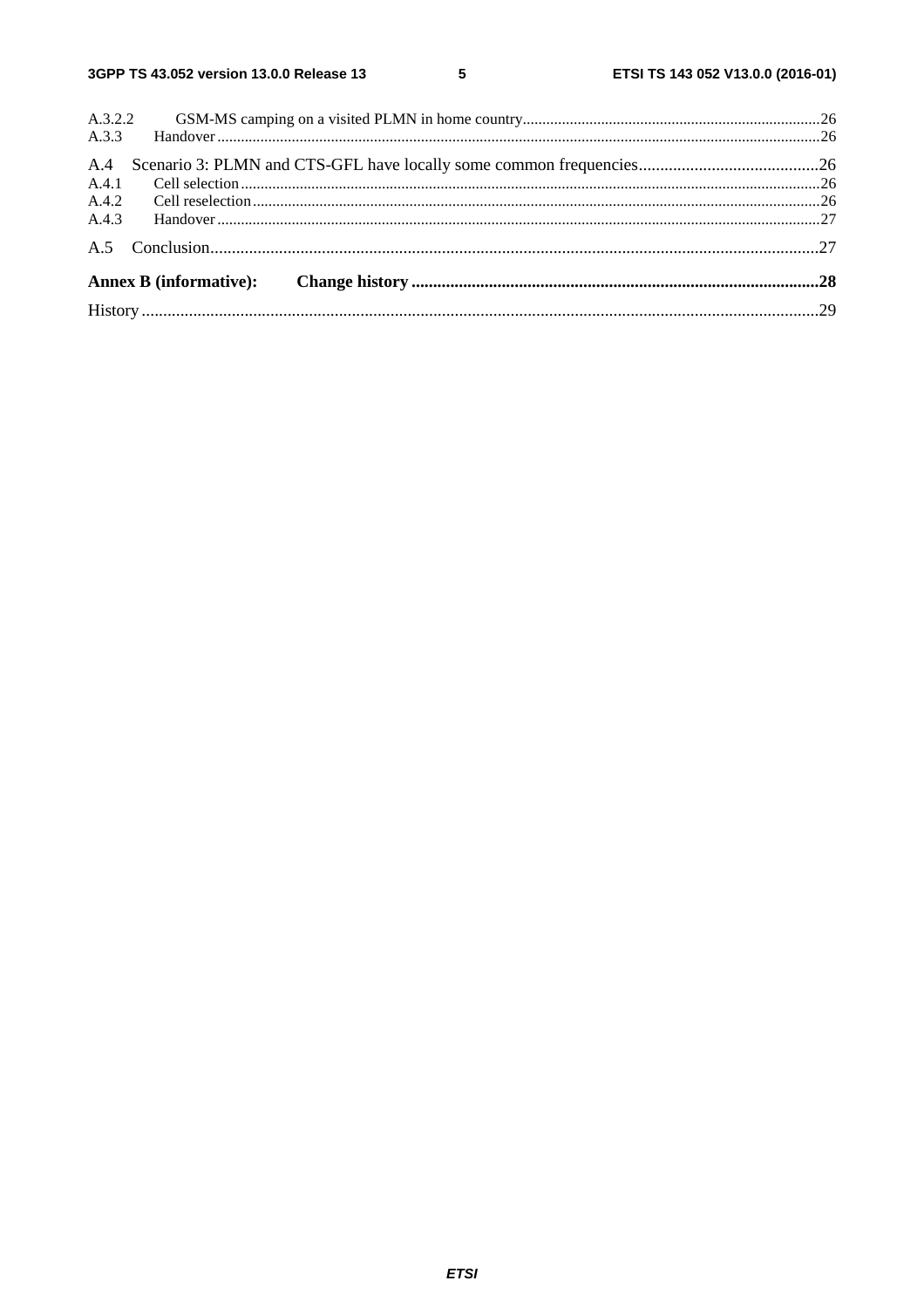A.3.2.2 GSM-MS camping on a visited PLMN in home country ....................................................................................26
A.3.3 Handover ......................................................................................................................................................26

A.4 Scenario 3: PLMN and CTS-GFL have locally some common frequencies ..........................................26
A.4.1 Cell selection ...............................................................................................................................................26
A.4.2 Cell reselection ............................................................................................................................................26
A.4.3 Handover ......................................................................................................................................................27

A.5 Conclusion ...............................................................................................................................................27

**Annex B (informative): Change history ..............................................................................................28**

History ...........................................................................................................................................................29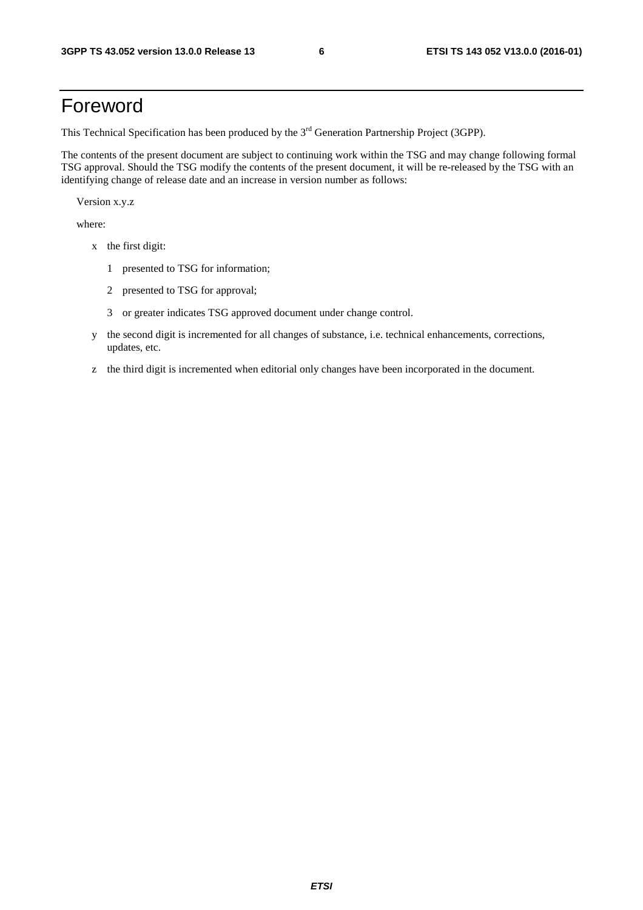# Foreword

This Technical Specification has been produced by the 3rd Generation Partnership Project (3GPP).

The contents of the present document are subject to continuing work within the TSG and may change following formal TSG approval. Should the TSG modify the contents of the present document, it will be re-released by the TSG with an identifying change of release date and an increase in version number as follows:

Version x.y.z

where:

- x the first digit:
  - 1 presented to TSG for information;
  - 2 presented to TSG for approval;
  - 3 or greater indicates TSG approved document under change control.
- y the second digit is incremented for all changes of substance, i.e. technical enhancements, corrections, updates, etc.
- z the third digit is incremented when editorial only changes have been incorporated in the document.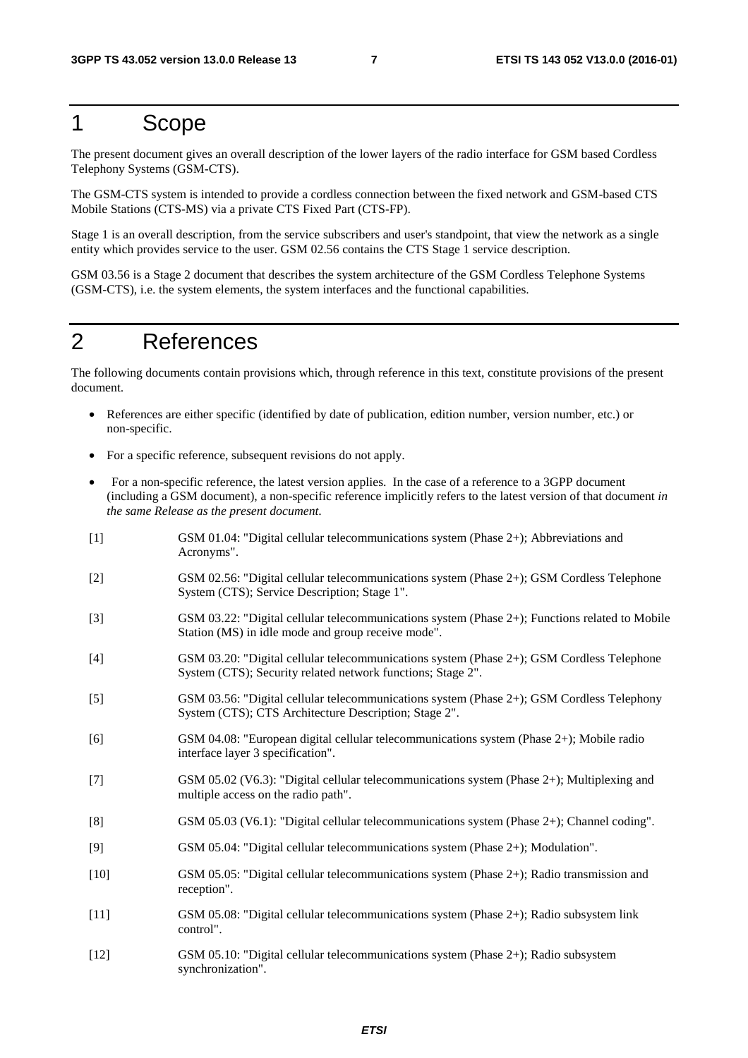# 1 Scope

The present document gives an overall description of the lower layers of the radio interface for GSM based Cordless Telephony Systems (GSM-CTS).

The GSM-CTS system is intended to provide a cordless connection between the fixed network and GSM-based CTS Mobile Stations (CTS-MS) via a private CTS Fixed Part (CTS-FP).

Stage 1 is an overall description, from the service subscribers and user's standpoint, that view the network as a single entity which provides service to the user. GSM 02.56 contains the CTS Stage 1 service description.

GSM 03.56 is a Stage 2 document that describes the system architecture of the GSM Cordless Telephone Systems (GSM-CTS), i.e. the system elements, the system interfaces and the functional capabilities.

# 2 References

The following documents contain provisions which, through reference in this text, constitute provisions of the present document.

- References are either specific (identified by date of publication, edition number, version number, etc.) or non-specific.
- For a specific reference, subsequent revisions do not apply.
- For a non-specific reference, the latest version applies. In the case of a reference to a 3GPP document (including a GSM document), a non-specific reference implicitly refers to the latest version of that document *in the same Release as the present document.*

[1] GSM 01.04: "Digital cellular telecommunications system (Phase 2+); Abbreviations and Acronyms".

[2] GSM 02.56: "Digital cellular telecommunications system (Phase 2+); GSM Cordless Telephone System (CTS); Service Description; Stage 1".

[3] GSM 03.22: "Digital cellular telecommunications system (Phase 2+); Functions related to Mobile Station (MS) in idle mode and group receive mode".

[4] GSM 03.20: "Digital cellular telecommunications system (Phase 2+); GSM Cordless Telephone System (CTS); Security related network functions; Stage 2".

[5] GSM 03.56: "Digital cellular telecommunications system (Phase 2+); GSM Cordless Telephony System (CTS); CTS Architecture Description; Stage 2".

[6] GSM 04.08: "European digital cellular telecommunications system (Phase 2+); Mobile radio interface layer 3 specification".

[7] GSM 05.02 (V6.3): "Digital cellular telecommunications system (Phase 2+); Multiplexing and multiple access on the radio path".

[8] GSM 05.03 (V6.1): "Digital cellular telecommunications system (Phase 2+); Channel coding".

[9] GSM 05.04: "Digital cellular telecommunications system (Phase 2+); Modulation".

[10] GSM 05.05: "Digital cellular telecommunications system (Phase 2+); Radio transmission and reception".

[11] GSM 05.08: "Digital cellular telecommunications system (Phase 2+); Radio subsystem link control".

[12] GSM 05.10: "Digital cellular telecommunications system (Phase 2+); Radio subsystem synchronization".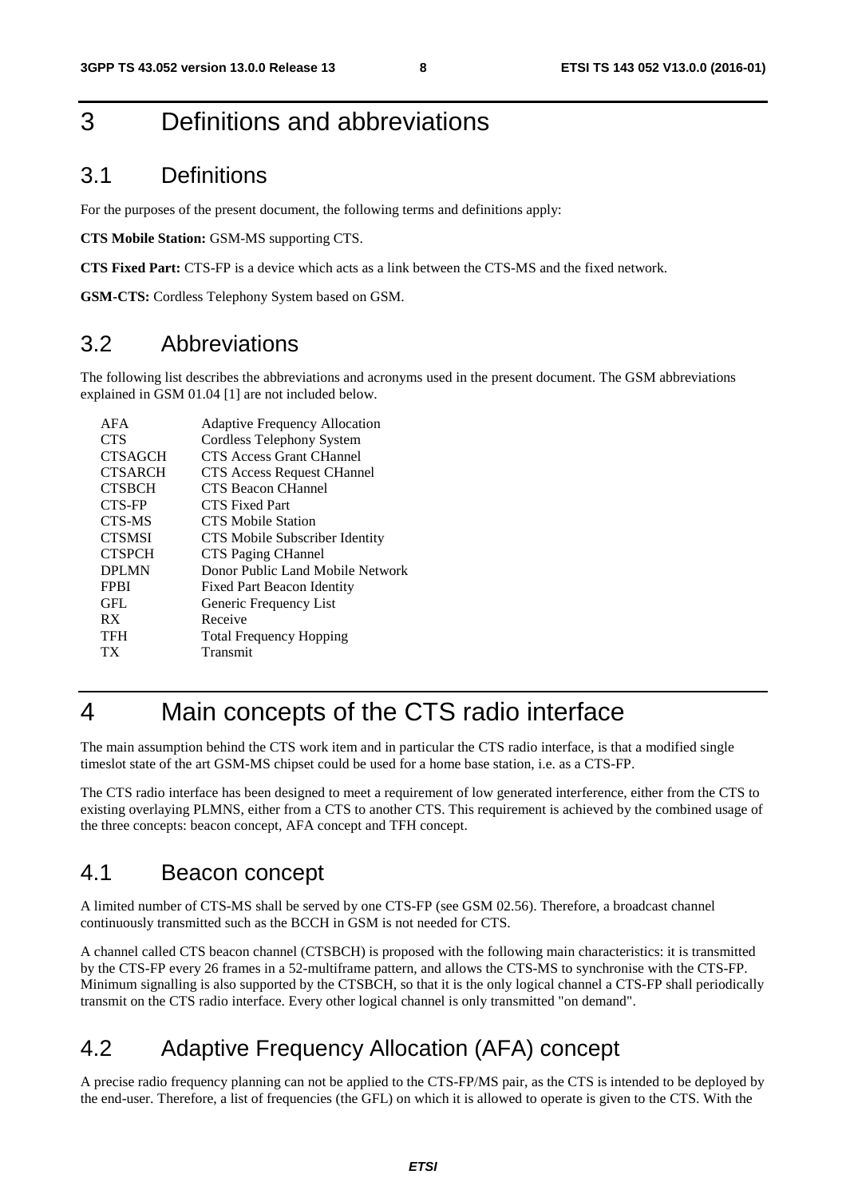# 3 Definitions and abbreviations

## 3.1 Definitions

For the purposes of the present document, the following terms and definitions apply:

**CTS Mobile Station:** GSM-MS supporting CTS.

**CTS Fixed Part:** CTS-FP is a device which acts as a link between the CTS-MS and the fixed network.

**GSM-CTS:** Cordless Telephony System based on GSM.

## 3.2 Abbreviations

The following list describes the abbreviations and acronyms used in the present document. The GSM abbreviations explained in GSM 01.04 [1] are not included below.

| | |
|---|---|
| AFA | Adaptive Frequency Allocation |
| CTS | Cordless Telephony System |
| CTSAGCH | CTS Access Grant CHannel |
| CTSARCH | CTS Access Request CHannel |
| CTSBCH | CTS Beacon CHannel |
| CTS-FP | CTS Fixed Part |
| CTS-MS | CTS Mobile Station |
| CTSMSI | CTS Mobile Subscriber Identity |
| CTSPCH | CTS Paging CHannel |
| DPLMN | Donor Public Land Mobile Network |
| FPBI | Fixed Part Beacon Identity |
| GFL | Generic Frequency List |
| RX | Receive |
| TFH | Total Frequency Hopping |
| TX | Transmit |

# 4 Main concepts of the CTS radio interface

The main assumption behind the CTS work item and in particular the CTS radio interface, is that a modified single timeslot state of the art GSM-MS chipset could be used for a home base station, i.e. as a CTS-FP.

The CTS radio interface has been designed to meet a requirement of low generated interference, either from the CTS to existing overlaying PLMNS, either from a CTS to another CTS. This requirement is achieved by the combined usage of the three concepts: beacon concept, AFA concept and TFH concept.

## 4.1 Beacon concept

A limited number of CTS-MS shall be served by one CTS-FP (see GSM 02.56). Therefore, a broadcast channel continuously transmitted such as the BCCH in GSM is not needed for CTS.

A channel called CTS beacon channel (CTSBCH) is proposed with the following main characteristics: it is transmitted by the CTS-FP every 26 frames in a 52-multiframe pattern, and allows the CTS-MS to synchronise with the CTS-FP. Minimum signalling is also supported by the CTSBCH, so that it is the only logical channel a CTS-FP shall periodically transmit on the CTS radio interface. Every other logical channel is only transmitted "on demand".

## 4.2 Adaptive Frequency Allocation (AFA) concept

A precise radio frequency planning can not be applied to the CTS-FP/MS pair, as the CTS is intended to be deployed by the end-user. Therefore, a list of frequencies (the GFL) on which it is allowed to operate is given to the CTS. With the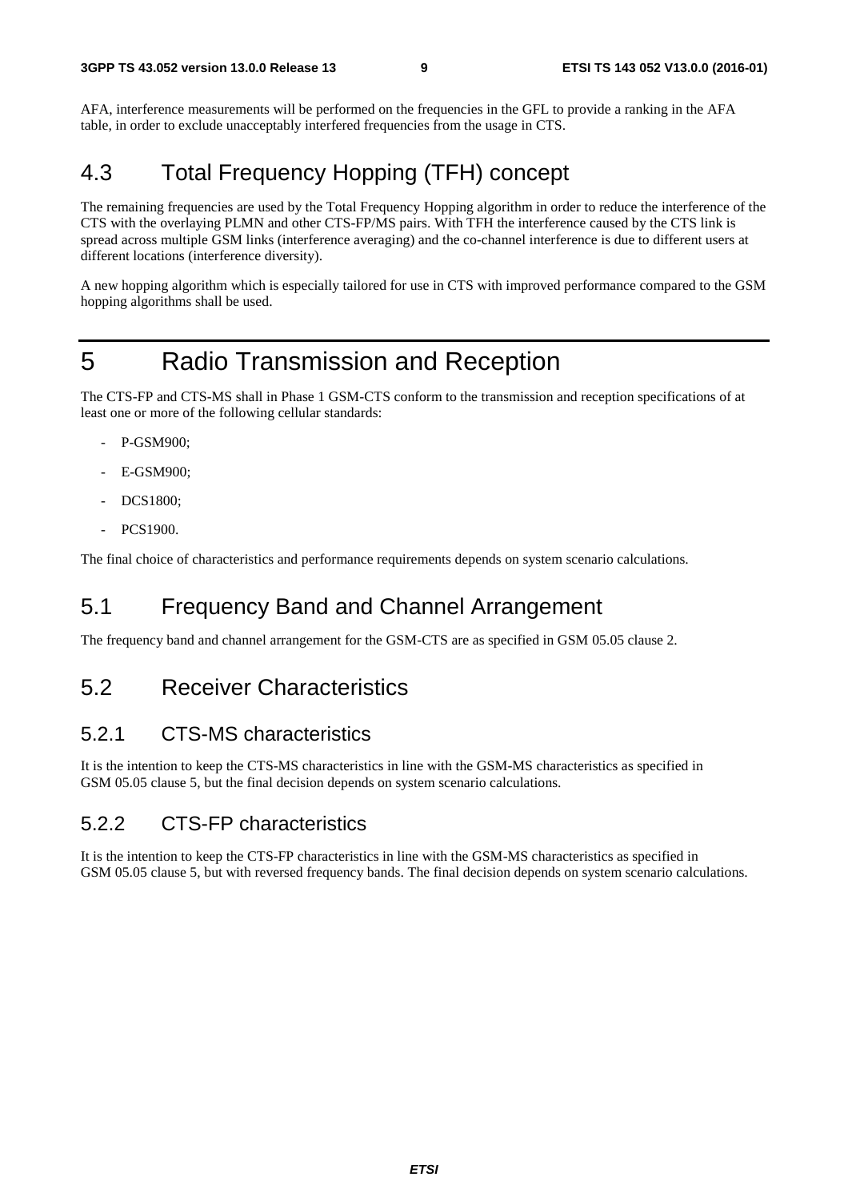AFA, interference measurements will be performed on the frequencies in the GFL to provide a ranking in the AFA table, in order to exclude unacceptably interfered frequencies from the usage in CTS.

## 4.3 Total Frequency Hopping (TFH) concept

The remaining frequencies are used by the Total Frequency Hopping algorithm in order to reduce the interference of the CTS with the overlaying PLMN and other CTS-FP/MS pairs. With TFH the interference caused by the CTS link is spread across multiple GSM links (interference averaging) and the co-channel interference is due to different users at different locations (interference diversity).

A new hopping algorithm which is especially tailored for use in CTS with improved performance compared to the GSM hopping algorithms shall be used.

# 5 Radio Transmission and Reception

The CTS-FP and CTS-MS shall in Phase 1 GSM-CTS conform to the transmission and reception specifications of at least one or more of the following cellular standards:

- P-GSM900;
- E-GSM900;
- DCS1800;
- PCS1900.

The final choice of characteristics and performance requirements depends on system scenario calculations.

## 5.1 Frequency Band and Channel Arrangement

The frequency band and channel arrangement for the GSM-CTS are as specified in GSM 05.05 clause 2.

## 5.2 Receiver Characteristics

### 5.2.1 CTS-MS characteristics

It is the intention to keep the CTS-MS characteristics in line with the GSM-MS characteristics as specified in GSM 05.05 clause 5, but the final decision depends on system scenario calculations.

### 5.2.2 CTS-FP characteristics

It is the intention to keep the CTS-FP characteristics in line with the GSM-MS characteristics as specified in GSM 05.05 clause 5, but with reversed frequency bands. The final decision depends on system scenario calculations.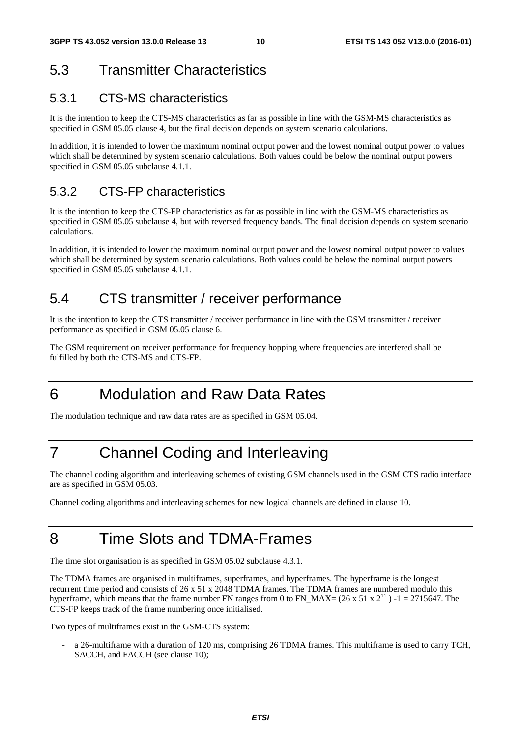## 5.3 Transmitter Characteristics

### 5.3.1 CTS-MS characteristics

It is the intention to keep the CTS-MS characteristics as far as possible in line with the GSM-MS characteristics as specified in GSM 05.05 clause 4, but the final decision depends on system scenario calculations.

In addition, it is intended to lower the maximum nominal output power and the lowest nominal output power to values which shall be determined by system scenario calculations. Both values could be below the nominal output powers specified in GSM 05.05 subclause 4.1.1.

### 5.3.2 CTS-FP characteristics

It is the intention to keep the CTS-FP characteristics as far as possible in line with the GSM-MS characteristics as specified in GSM 05.05 subclause 4, but with reversed frequency bands. The final decision depends on system scenario calculations.

In addition, it is intended to lower the maximum nominal output power and the lowest nominal output power to values which shall be determined by system scenario calculations. Both values could be below the nominal output powers specified in GSM 05.05 subclause 4.1.1.

## 5.4 CTS transmitter / receiver performance

It is the intention to keep the CTS transmitter / receiver performance in line with the GSM transmitter / receiver performance as specified in GSM 05.05 clause 6.

The GSM requirement on receiver performance for frequency hopping where frequencies are interfered shall be fulfilled by both the CTS-MS and CTS-FP.

# 6 Modulation and Raw Data Rates

The modulation technique and raw data rates are as specified in GSM 05.04.

# 7 Channel Coding and Interleaving

The channel coding algorithm and interleaving schemes of existing GSM channels used in the GSM CTS radio interface are as specified in GSM 05.03.

Channel coding algorithms and interleaving schemes for new logical channels are defined in clause 10.

# 8 Time Slots and TDMA-Frames

The time slot organisation is as specified in GSM 05.02 subclause 4.3.1.

The TDMA frames are organised in multiframes, superframes, and hyperframes. The hyperframe is the longest recurrent time period and consists of 26 x 51 x 2048 TDMA frames. The TDMA frames are numbered modulo this hyperframe, which means that the frame number FN ranges from 0 to FN_MAX= $(26 \times 51 \times 2^{11}) - 1 = 2715647$. The CTS-FP keeps track of the frame numbering once initialised.

Two types of multiframes exist in the GSM-CTS system:

- a 26-multiframe with a duration of 120 ms, comprising 26 TDMA frames. This multiframe is used to carry TCH, SACCH, and FACCH (see clause 10);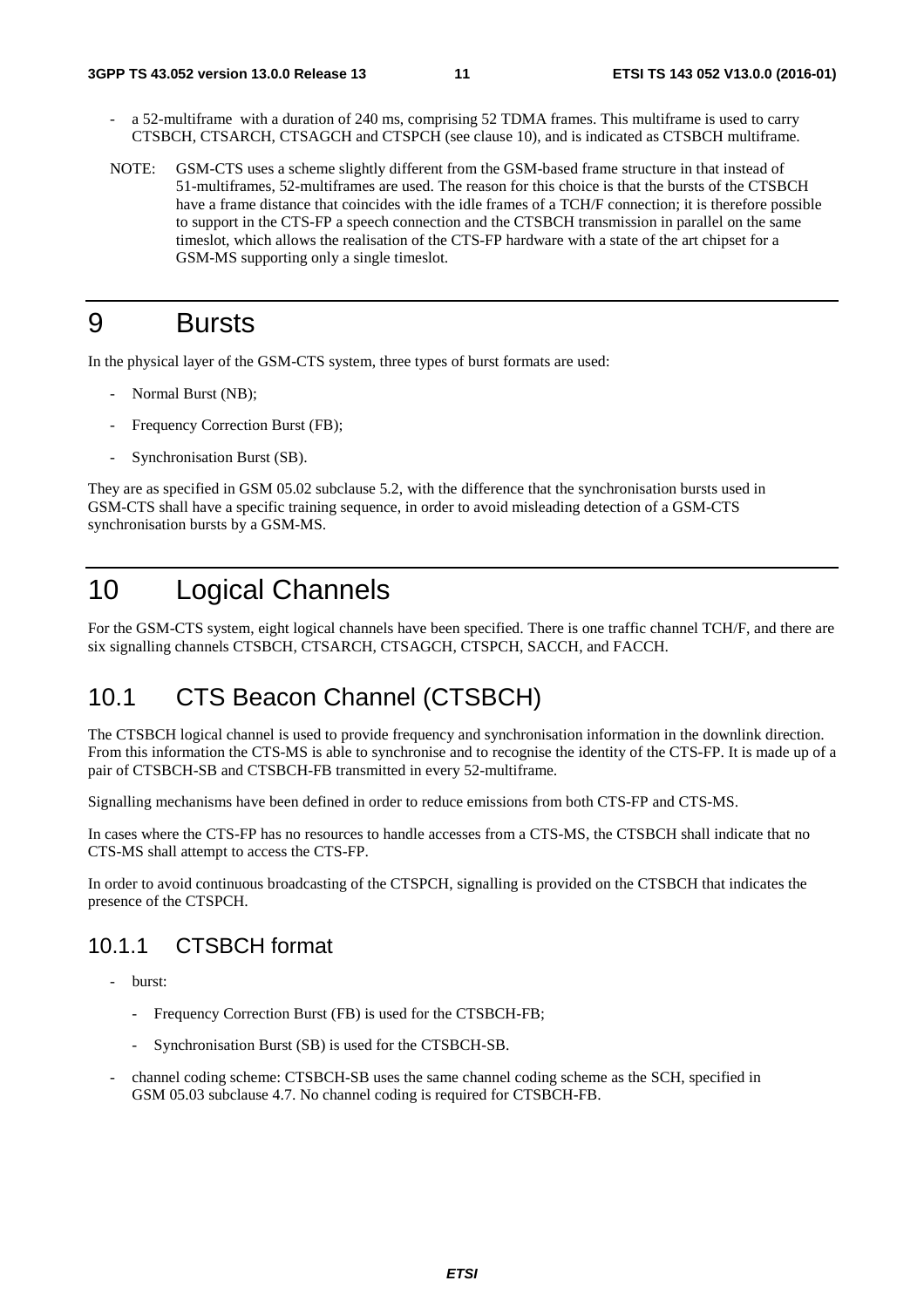- a 52-multiframe with a duration of 240 ms, comprising 52 TDMA frames. This multiframe is used to carry CTSBCH, CTSARCH, CTSAGCH and CTSPCH (see clause 10), and is indicated as CTSBCH multiframe.

NOTE: GSM-CTS uses a scheme slightly different from the GSM-based frame structure in that instead of 51-multiframes, 52-multiframes are used. The reason for this choice is that the bursts of the CTSBCH have a frame distance that coincides with the idle frames of a TCH/F connection; it is therefore possible to support in the CTS-FP a speech connection and the CTSBCH transmission in parallel on the same timeslot, which allows the realisation of the CTS-FP hardware with a state of the art chipset for a GSM-MS supporting only a single timeslot.

# 9 Bursts

In the physical layer of the GSM-CTS system, three types of burst formats are used:

- Normal Burst (NB);
- Frequency Correction Burst (FB);
- Synchronisation Burst (SB).

They are as specified in GSM 05.02 subclause 5.2, with the difference that the synchronisation bursts used in GSM-CTS shall have a specific training sequence, in order to avoid misleading detection of a GSM-CTS synchronisation bursts by a GSM-MS.

# 10 Logical Channels

For the GSM-CTS system, eight logical channels have been specified. There is one traffic channel TCH/F, and there are six signalling channels CTSBCH, CTSARCH, CTSAGCH, CTSPCH, SACCH, and FACCH.

## 10.1 CTS Beacon Channel (CTSBCH)

The CTSBCH logical channel is used to provide frequency and synchronisation information in the downlink direction. From this information the CTS-MS is able to synchronise and to recognise the identity of the CTS-FP. It is made up of a pair of CTSBCH-SB and CTSBCH-FB transmitted in every 52-multiframe.

Signalling mechanisms have been defined in order to reduce emissions from both CTS-FP and CTS-MS.

In cases where the CTS-FP has no resources to handle accesses from a CTS-MS, the CTSBCH shall indicate that no CTS-MS shall attempt to access the CTS-FP.

In order to avoid continuous broadcasting of the CTSPCH, signalling is provided on the CTSBCH that indicates the presence of the CTSPCH.

### 10.1.1 CTSBCH format

- burst:
  - Frequency Correction Burst (FB) is used for the CTSBCH-FB;
  - Synchronisation Burst (SB) is used for the CTSBCH-SB.
- channel coding scheme: CTSBCH-SB uses the same channel coding scheme as the SCH, specified in GSM 05.03 subclause 4.7. No channel coding is required for CTSBCH-FB.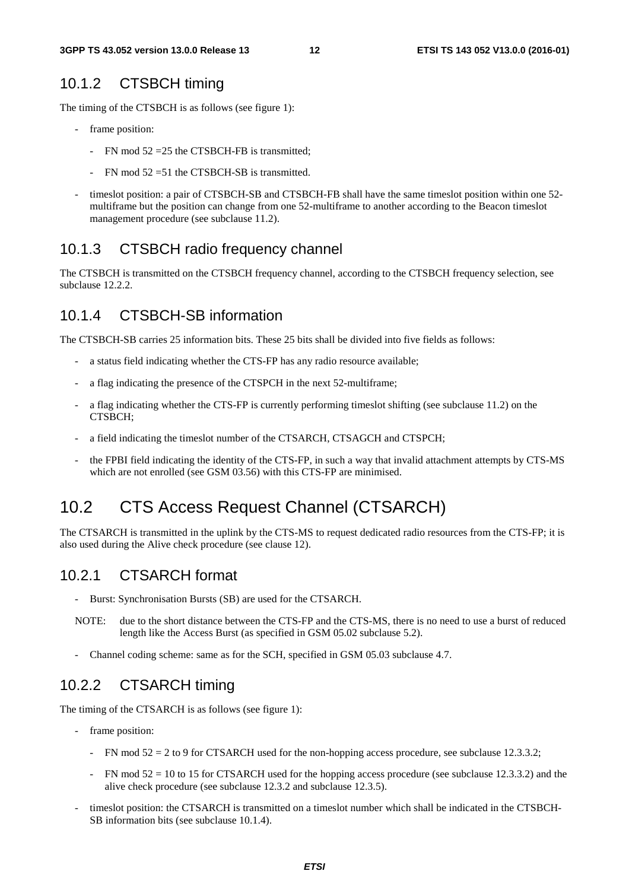### 10.1.2 CTSBCH timing

The timing of the CTSBCH is as follows (see figure 1):

- frame position:
  - FN mod 52 =25 the CTSBCH-FB is transmitted;
  - FN mod 52 =51 the CTSBCH-SB is transmitted.
- timeslot position: a pair of CTSBCH-SB and CTSBCH-FB shall have the same timeslot position within one 52-multiframe but the position can change from one 52-multiframe to another according to the Beacon timeslot management procedure (see subclause 11.2).

### 10.1.3 CTSBCH radio frequency channel

The CTSBCH is transmitted on the CTSBCH frequency channel, according to the CTSBCH frequency selection, see subclause 12.2.2.

### 10.1.4 CTSBCH-SB information

The CTSBCH-SB carries 25 information bits. These 25 bits shall be divided into five fields as follows:

- a status field indicating whether the CTS-FP has any radio resource available;
- a flag indicating the presence of the CTSPCH in the next 52-multiframe;
- a flag indicating whether the CTS-FP is currently performing timeslot shifting (see subclause 11.2) on the CTSBCH;
- a field indicating the timeslot number of the CTSARCH, CTSAGCH and CTSPCH;
- the FPBI field indicating the identity of the CTS-FP, in such a way that invalid attachment attempts by CTS-MS which are not enrolled (see GSM 03.56) with this CTS-FP are minimised.

## 10.2 CTS Access Request Channel (CTSARCH)

The CTSARCH is transmitted in the uplink by the CTS-MS to request dedicated radio resources from the CTS-FP; it is also used during the Alive check procedure (see clause 12).

### 10.2.1 CTSARCH format

- Burst: Synchronisation Bursts (SB) are used for the CTSARCH.

NOTE: due to the short distance between the CTS-FP and the CTS-MS, there is no need to use a burst of reduced length like the Access Burst (as specified in GSM 05.02 subclause 5.2).

- Channel coding scheme: same as for the SCH, specified in GSM 05.03 subclause 4.7.

### 10.2.2 CTSARCH timing

The timing of the CTSARCH is as follows (see figure 1):

- frame position:
  - FN mod 52 = 2 to 9 for CTSARCH used for the non-hopping access procedure, see subclause 12.3.3.2;
  - FN mod 52 = 10 to 15 for CTSARCH used for the hopping access procedure (see subclause 12.3.3.2) and the alive check procedure (see subclause 12.3.2 and subclause 12.3.5).
- timeslot position: the CTSARCH is transmitted on a timeslot number which shall be indicated in the CTSBCH-SB information bits (see subclause 10.1.4).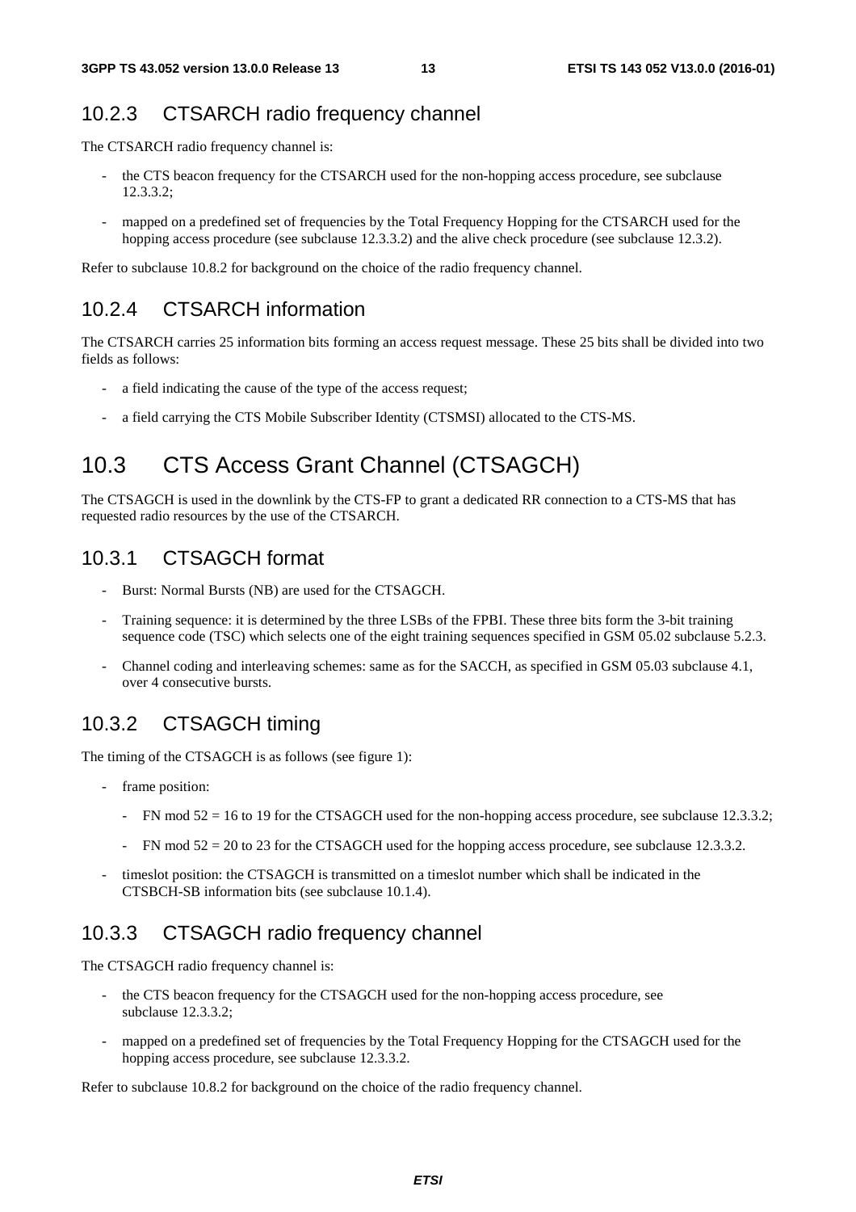### 10.2.3 CTSARCH radio frequency channel

The CTSARCH radio frequency channel is:

- the CTS beacon frequency for the CTSARCH used for the non-hopping access procedure, see subclause 12.3.3.2;
- mapped on a predefined set of frequencies by the Total Frequency Hopping for the CTSARCH used for the hopping access procedure (see subclause 12.3.3.2) and the alive check procedure (see subclause 12.3.2).

Refer to subclause 10.8.2 for background on the choice of the radio frequency channel.

### 10.2.4 CTSARCH information

The CTSARCH carries 25 information bits forming an access request message. These 25 bits shall be divided into two fields as follows:

- a field indicating the cause of the type of the access request;
- a field carrying the CTS Mobile Subscriber Identity (CTSMSI) allocated to the CTS-MS.

## 10.3 CTS Access Grant Channel (CTSAGCH)

The CTSAGCH is used in the downlink by the CTS-FP to grant a dedicated RR connection to a CTS-MS that has requested radio resources by the use of the CTSARCH.

### 10.3.1 CTSAGCH format

- Burst: Normal Bursts (NB) are used for the CTSAGCH.
- Training sequence: it is determined by the three LSBs of the FPBI. These three bits form the 3-bit training sequence code (TSC) which selects one of the eight training sequences specified in GSM 05.02 subclause 5.2.3.
- Channel coding and interleaving schemes: same as for the SACCH, as specified in GSM 05.03 subclause 4.1, over 4 consecutive bursts.

### 10.3.2 CTSAGCH timing

The timing of the CTSAGCH is as follows (see figure 1):

- frame position:
  - FN mod 52 = 16 to 19 for the CTSAGCH used for the non-hopping access procedure, see subclause 12.3.3.2;
  - FN mod 52 = 20 to 23 for the CTSAGCH used for the hopping access procedure, see subclause 12.3.3.2.
- timeslot position: the CTSAGCH is transmitted on a timeslot number which shall be indicated in the CTSBCH-SB information bits (see subclause 10.1.4).

### 10.3.3 CTSAGCH radio frequency channel

The CTSAGCH radio frequency channel is:

- the CTS beacon frequency for the CTSAGCH used for the non-hopping access procedure, see subclause 12.3.3.2;
- mapped on a predefined set of frequencies by the Total Frequency Hopping for the CTSAGCH used for the hopping access procedure, see subclause 12.3.3.2.

Refer to subclause 10.8.2 for background on the choice of the radio frequency channel.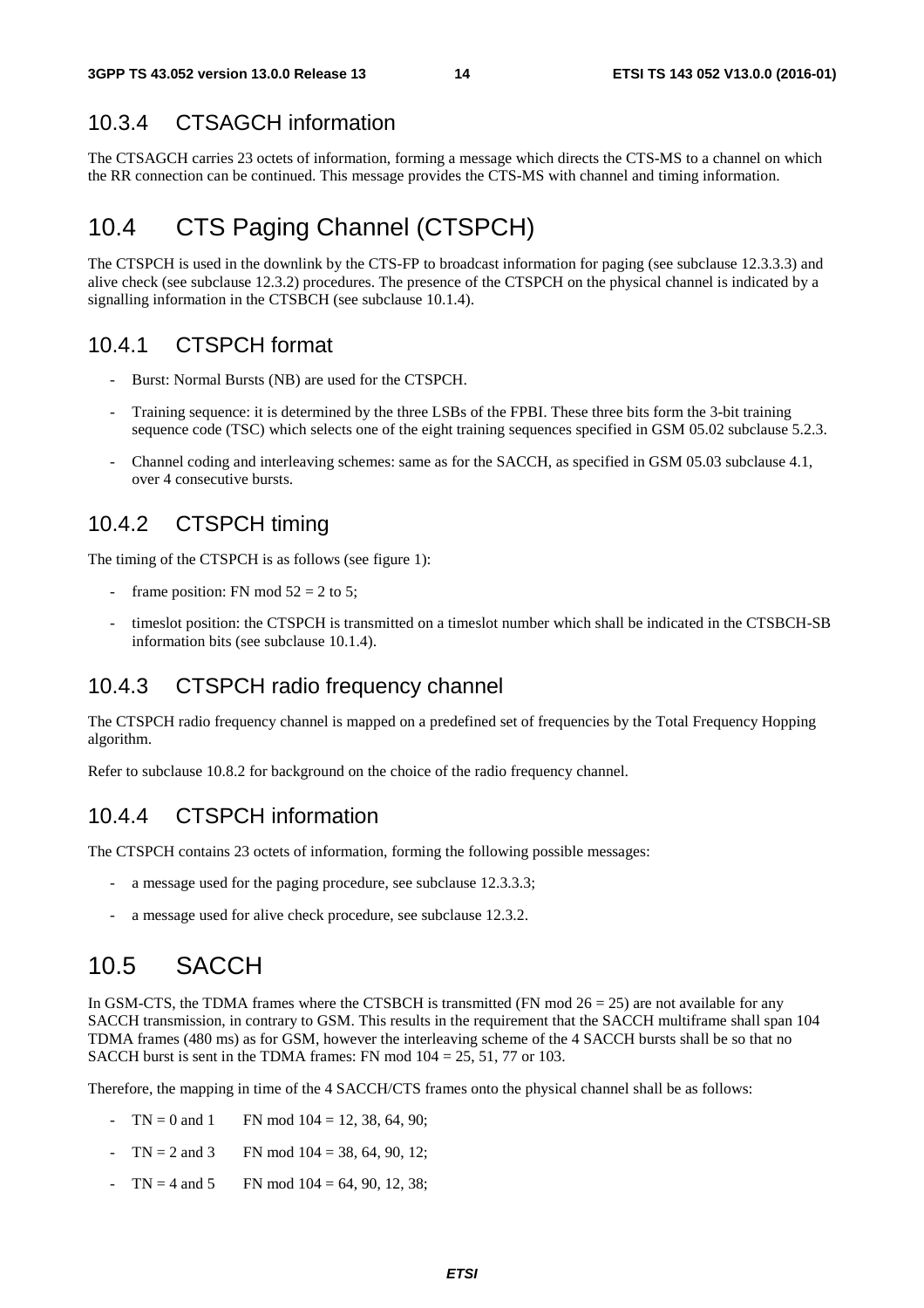### 10.3.4 CTSAGCH information

The CTSAGCH carries 23 octets of information, forming a message which directs the CTS-MS to a channel on which the RR connection can be continued. This message provides the CTS-MS with channel and timing information.

## 10.4 CTS Paging Channel (CTSPCH)

The CTSPCH is used in the downlink by the CTS-FP to broadcast information for paging (see subclause 12.3.3.3) and alive check (see subclause 12.3.2) procedures. The presence of the CTSPCH on the physical channel is indicated by a signalling information in the CTSBCH (see subclause 10.1.4).

### 10.4.1 CTSPCH format

- Burst: Normal Bursts (NB) are used for the CTSPCH.
- Training sequence: it is determined by the three LSBs of the FPBI. These three bits form the 3-bit training sequence code (TSC) which selects one of the eight training sequences specified in GSM 05.02 subclause 5.2.3.
- Channel coding and interleaving schemes: same as for the SACCH, as specified in GSM 05.03 subclause 4.1, over 4 consecutive bursts.

### 10.4.2 CTSPCH timing

The timing of the CTSPCH is as follows (see figure 1):

- frame position: FN mod 52 = 2 to 5;
- timeslot position: the CTSPCH is transmitted on a timeslot number which shall be indicated in the CTSBCH-SB information bits (see subclause 10.1.4).

### 10.4.3 CTSPCH radio frequency channel

The CTSPCH radio frequency channel is mapped on a predefined set of frequencies by the Total Frequency Hopping algorithm.

Refer to subclause 10.8.2 for background on the choice of the radio frequency channel.

### 10.4.4 CTSPCH information

The CTSPCH contains 23 octets of information, forming the following possible messages:

- a message used for the paging procedure, see subclause 12.3.3.3;
- a message used for alive check procedure, see subclause 12.3.2.

## 10.5 SACCH

In GSM-CTS, the TDMA frames where the CTSBCH is transmitted (FN mod 26 = 25) are not available for any SACCH transmission, in contrary to GSM. This results in the requirement that the SACCH multiframe shall span 104 TDMA frames (480 ms) as for GSM, however the interleaving scheme of the 4 SACCH bursts shall be so that no SACCH burst is sent in the TDMA frames: FN mod 104 = 25, 51, 77 or 103.

Therefore, the mapping in time of the 4 SACCH/CTS frames onto the physical channel shall be as follows:

- TN = 0 and 1 FN mod 104 = 12, 38, 64, 90;
- TN = 2 and 3 FN mod 104 = 38, 64, 90, 12;
- TN = 4 and 5 FN mod 104 = 64, 90, 12, 38;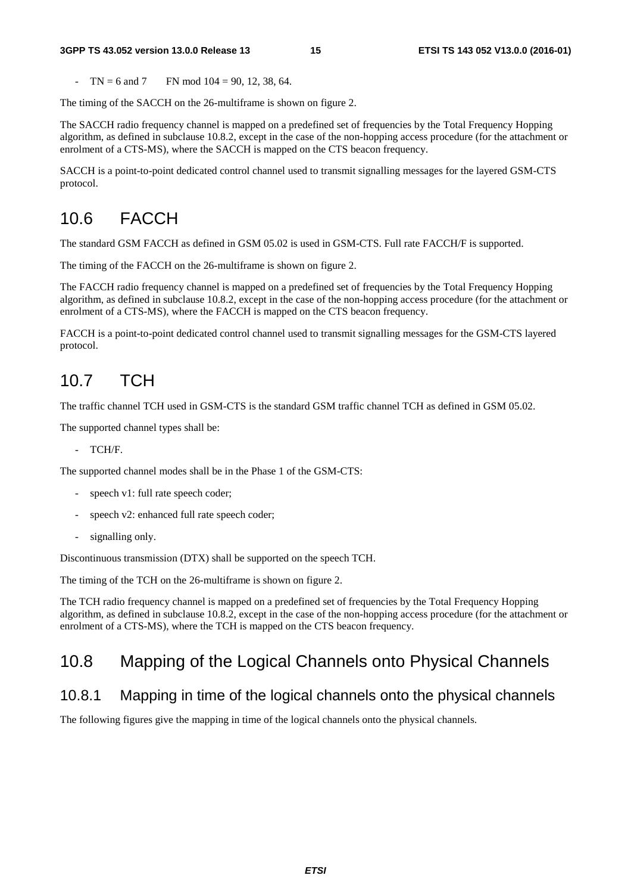- TN = 6 and 7  FN mod 104 = 90, 12, 38, 64.

The timing of the SACCH on the 26-multiframe is shown on figure 2.

The SACCH radio frequency channel is mapped on a predefined set of frequencies by the Total Frequency Hopping algorithm, as defined in subclause 10.8.2, except in the case of the non-hopping access procedure (for the attachment or enrolment of a CTS-MS), where the SACCH is mapped on the CTS beacon frequency.

SACCH is a point-to-point dedicated control channel used to transmit signalling messages for the layered GSM-CTS protocol.

## 10.6 FACCH

The standard GSM FACCH as defined in GSM 05.02 is used in GSM-CTS. Full rate FACCH/F is supported.

The timing of the FACCH on the 26-multiframe is shown on figure 2.

The FACCH radio frequency channel is mapped on a predefined set of frequencies by the Total Frequency Hopping algorithm, as defined in subclause 10.8.2, except in the case of the non-hopping access procedure (for the attachment or enrolment of a CTS-MS), where the FACCH is mapped on the CTS beacon frequency.

FACCH is a point-to-point dedicated control channel used to transmit signalling messages for the GSM-CTS layered protocol.

## 10.7 TCH

The traffic channel TCH used in GSM-CTS is the standard GSM traffic channel TCH as defined in GSM 05.02.

The supported channel types shall be:

- TCH/F.

The supported channel modes shall be in the Phase 1 of the GSM-CTS:

- speech v1: full rate speech coder;
- speech v2: enhanced full rate speech coder;
- signalling only.

Discontinuous transmission (DTX) shall be supported on the speech TCH.

The timing of the TCH on the 26-multiframe is shown on figure 2.

The TCH radio frequency channel is mapped on a predefined set of frequencies by the Total Frequency Hopping algorithm, as defined in subclause 10.8.2, except in the case of the non-hopping access procedure (for the attachment or enrolment of a CTS-MS), where the TCH is mapped on the CTS beacon frequency.

## 10.8 Mapping of the Logical Channels onto Physical Channels

### 10.8.1 Mapping in time of the logical channels onto the physical channels

The following figures give the mapping in time of the logical channels onto the physical channels.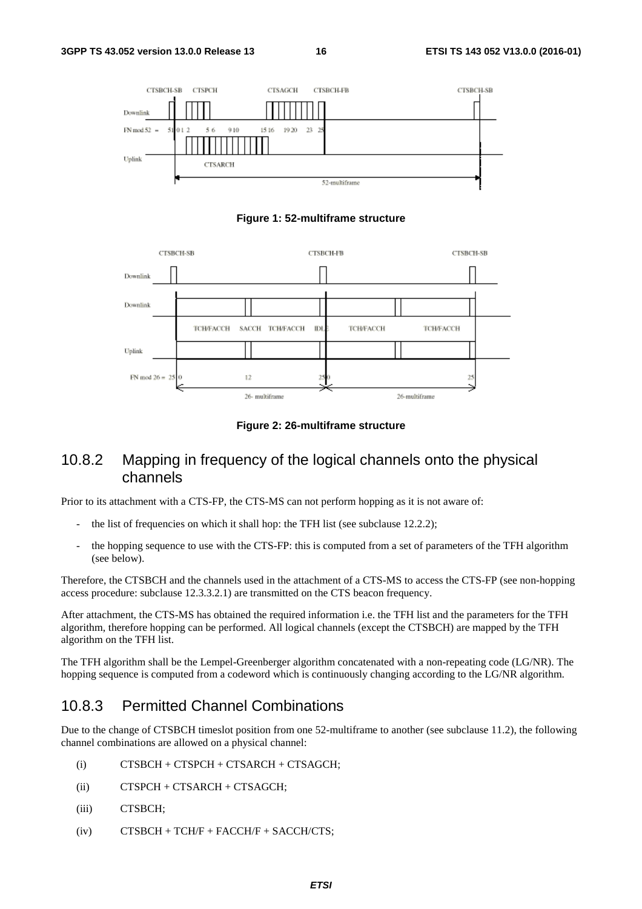**Figure 1: 52-multiframe structure**

**Figure 2: 26-multiframe structure**

### 10.8.2 Mapping in frequency of the logical channels onto the physical channels

Prior to its attachment with a CTS-FP, the CTS-MS can not perform hopping as it is not aware of:

- the list of frequencies on which it shall hop: the TFH list (see subclause 12.2.2);
- the hopping sequence to use with the CTS-FP: this is computed from a set of parameters of the TFH algorithm (see below).

Therefore, the CTSBCH and the channels used in the attachment of a CTS-MS to access the CTS-FP (see non-hopping access procedure: subclause 12.3.3.2.1) are transmitted on the CTS beacon frequency.

After attachment, the CTS-MS has obtained the required information i.e. the TFH list and the parameters for the TFH algorithm, therefore hopping can be performed. All logical channels (except the CTSBCH) are mapped by the TFH algorithm on the TFH list.

The TFH algorithm shall be the Lempel-Greenberger algorithm concatenated with a non-repeating code (LG/NR). The hopping sequence is computed from a codeword which is continuously changing according to the LG/NR algorithm.

### 10.8.3 Permitted Channel Combinations

Due to the change of CTSBCH timeslot position from one 52-multiframe to another (see subclause 11.2), the following channel combinations are allowed on a physical channel:

(i) CTSBCH + CTSPCH + CTSARCH + CTSAGCH;

(ii) CTSPCH + CTSARCH + CTSAGCH;

(iii) CTSBCH;

(iv) CTSBCH + TCH/F + FACCH/F + SACCH/CTS;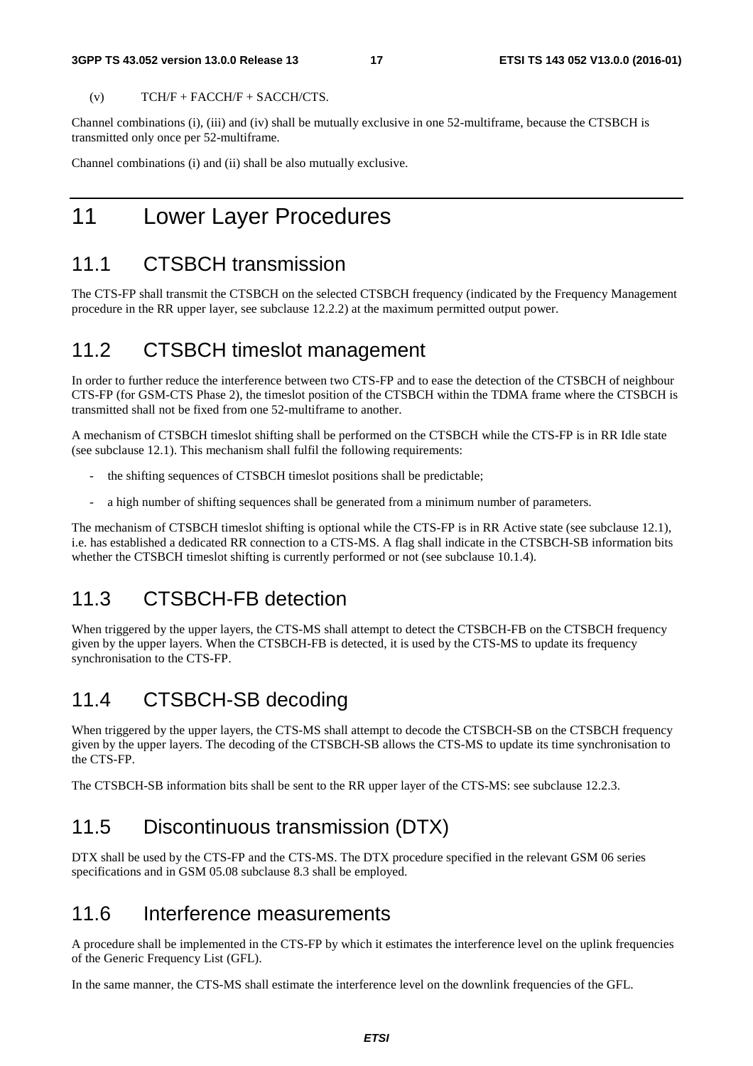(v) TCH/F + FACCH/F + SACCH/CTS.

Channel combinations (i), (iii) and (iv) shall be mutually exclusive in one 52-multiframe, because the CTSBCH is transmitted only once per 52-multiframe.

Channel combinations (i) and (ii) shall be also mutually exclusive.

# 11 Lower Layer Procedures

## 11.1 CTSBCH transmission

The CTS-FP shall transmit the CTSBCH on the selected CTSBCH frequency (indicated by the Frequency Management procedure in the RR upper layer, see subclause 12.2.2) at the maximum permitted output power.

## 11.2 CTSBCH timeslot management

In order to further reduce the interference between two CTS-FP and to ease the detection of the CTSBCH of neighbour CTS-FP (for GSM-CTS Phase 2), the timeslot position of the CTSBCH within the TDMA frame where the CTSBCH is transmitted shall not be fixed from one 52-multiframe to another.

A mechanism of CTSBCH timeslot shifting shall be performed on the CTSBCH while the CTS-FP is in RR Idle state (see subclause 12.1). This mechanism shall fulfil the following requirements:

- the shifting sequences of CTSBCH timeslot positions shall be predictable;
- a high number of shifting sequences shall be generated from a minimum number of parameters.

The mechanism of CTSBCH timeslot shifting is optional while the CTS-FP is in RR Active state (see subclause 12.1), i.e. has established a dedicated RR connection to a CTS-MS. A flag shall indicate in the CTSBCH-SB information bits whether the CTSBCH timeslot shifting is currently performed or not (see subclause 10.1.4).

## 11.3 CTSBCH-FB detection

When triggered by the upper layers, the CTS-MS shall attempt to detect the CTSBCH-FB on the CTSBCH frequency given by the upper layers. When the CTSBCH-FB is detected, it is used by the CTS-MS to update its frequency synchronisation to the CTS-FP.

## 11.4 CTSBCH-SB decoding

When triggered by the upper layers, the CTS-MS shall attempt to decode the CTSBCH-SB on the CTSBCH frequency given by the upper layers. The decoding of the CTSBCH-SB allows the CTS-MS to update its time synchronisation to the CTS-FP.

The CTSBCH-SB information bits shall be sent to the RR upper layer of the CTS-MS: see subclause 12.2.3.

## 11.5 Discontinuous transmission (DTX)

DTX shall be used by the CTS-FP and the CTS-MS. The DTX procedure specified in the relevant GSM 06 series specifications and in GSM 05.08 subclause 8.3 shall be employed.

## 11.6 Interference measurements

A procedure shall be implemented in the CTS-FP by which it estimates the interference level on the uplink frequencies of the Generic Frequency List (GFL).

In the same manner, the CTS-MS shall estimate the interference level on the downlink frequencies of the GFL.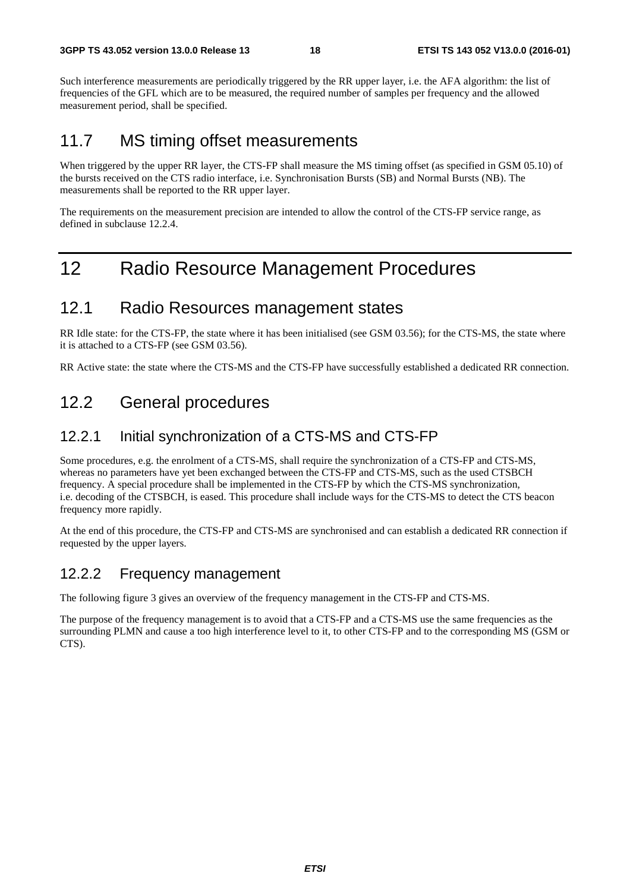Such interference measurements are periodically triggered by the RR upper layer, i.e. the AFA algorithm: the list of frequencies of the GFL which are to be measured, the required number of samples per frequency and the allowed measurement period, shall be specified.

## 11.7 MS timing offset measurements

When triggered by the upper RR layer, the CTS-FP shall measure the MS timing offset (as specified in GSM 05.10) of the bursts received on the CTS radio interface, i.e. Synchronisation Bursts (SB) and Normal Bursts (NB). The measurements shall be reported to the RR upper layer.

The requirements on the measurement precision are intended to allow the control of the CTS-FP service range, as defined in subclause 12.2.4.

# 12 Radio Resource Management Procedures

## 12.1 Radio Resources management states

RR Idle state: for the CTS-FP, the state where it has been initialised (see GSM 03.56); for the CTS-MS, the state where it is attached to a CTS-FP (see GSM 03.56).

RR Active state: the state where the CTS-MS and the CTS-FP have successfully established a dedicated RR connection.

## 12.2 General procedures

### 12.2.1 Initial synchronization of a CTS-MS and CTS-FP

Some procedures, e.g. the enrolment of a CTS-MS, shall require the synchronization of a CTS-FP and CTS-MS, whereas no parameters have yet been exchanged between the CTS-FP and CTS-MS, such as the used CTSBCH frequency. A special procedure shall be implemented in the CTS-FP by which the CTS-MS synchronization, i.e. decoding of the CTSBCH, is eased. This procedure shall include ways for the CTS-MS to detect the CTS beacon frequency more rapidly.

At the end of this procedure, the CTS-FP and CTS-MS are synchronised and can establish a dedicated RR connection if requested by the upper layers.

### 12.2.2 Frequency management

The following figure 3 gives an overview of the frequency management in the CTS-FP and CTS-MS.

The purpose of the frequency management is to avoid that a CTS-FP and a CTS-MS use the same frequencies as the surrounding PLMN and cause a too high interference level to it, to other CTS-FP and to the corresponding MS (GSM or CTS).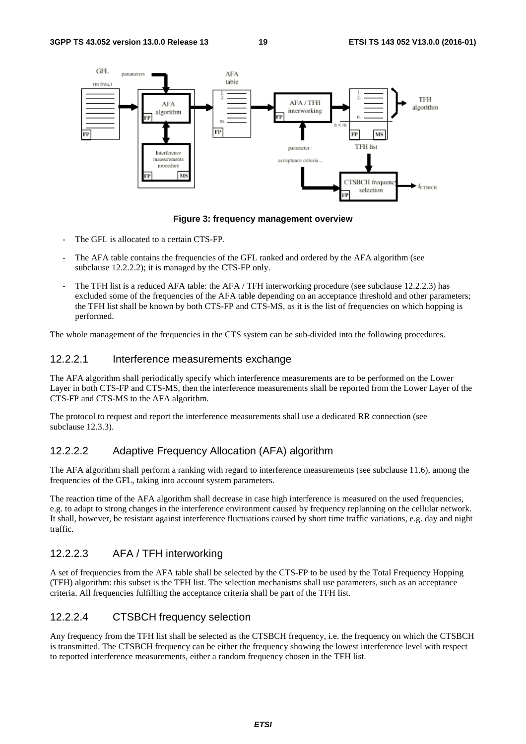**Figure 3: frequency management overview**

- The GFL is allocated to a certain CTS-FP.
- The AFA table contains the frequencies of the GFL ranked and ordered by the AFA algorithm (see subclause 12.2.2.2); it is managed by the CTS-FP only.
- The TFH list is a reduced AFA table: the AFA / TFH interworking procedure (see subclause 12.2.2.3) has excluded some of the frequencies of the AFA table depending on an acceptance threshold and other parameters; the TFH list shall be known by both CTS-FP and CTS-MS, as it is the list of frequencies on which hopping is performed.

The whole management of the frequencies in the CTS system can be sub-divided into the following procedures.

### 12.2.2.1 Interference measurements exchange

The AFA algorithm shall periodically specify which interference measurements are to be performed on the Lower Layer in both CTS-FP and CTS-MS, then the interference measurements shall be reported from the Lower Layer of the CTS-FP and CTS-MS to the AFA algorithm.

The protocol to request and report the interference measurements shall use a dedicated RR connection (see subclause 12.3.3).

### 12.2.2.2 Adaptive Frequency Allocation (AFA) algorithm

The AFA algorithm shall perform a ranking with regard to interference measurements (see subclause 11.6), among the frequencies of the GFL, taking into account system parameters.

The reaction time of the AFA algorithm shall decrease in case high interference is measured on the used frequencies, e.g. to adapt to strong changes in the interference environment caused by frequency replanning on the cellular network. It shall, however, be resistant against interference fluctuations caused by short time traffic variations, e.g. day and night traffic.

### 12.2.2.3 AFA / TFH interworking

A set of frequencies from the AFA table shall be selected by the CTS-FP to be used by the Total Frequency Hopping (TFH) algorithm: this subset is the TFH list. The selection mechanisms shall use parameters, such as an acceptance criteria. All frequencies fulfilling the acceptance criteria shall be part of the TFH list.

### 12.2.2.4 CTSBCH frequency selection

Any frequency from the TFH list shall be selected as the CTSBCH frequency, i.e. the frequency on which the CTSBCH is transmitted. The CTSBCH frequency can be either the frequency showing the lowest interference level with respect to reported interference measurements, either a random frequency chosen in the TFH list.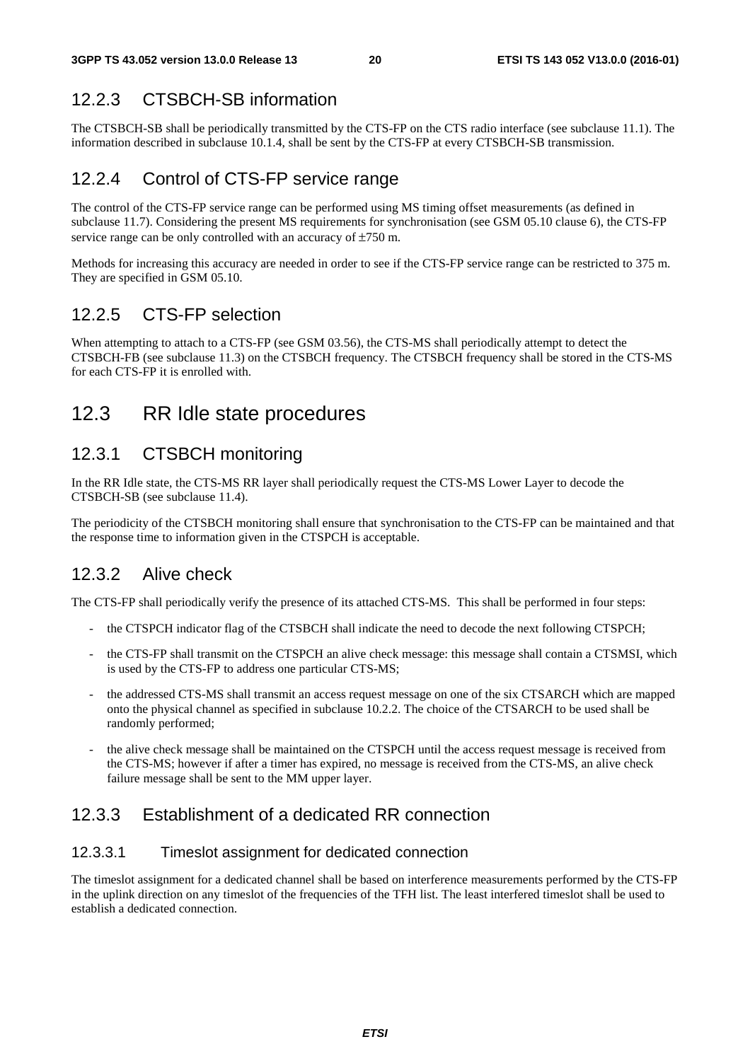### 12.2.3 CTSBCH-SB information

The CTSBCH-SB shall be periodically transmitted by the CTS-FP on the CTS radio interface (see subclause 11.1). The information described in subclause 10.1.4, shall be sent by the CTS-FP at every CTSBCH-SB transmission.

### 12.2.4 Control of CTS-FP service range

The control of the CTS-FP service range can be performed using MS timing offset measurements (as defined in subclause 11.7). Considering the present MS requirements for synchronisation (see GSM 05.10 clause 6), the CTS-FP service range can be only controlled with an accuracy of ±750 m.

Methods for increasing this accuracy are needed in order to see if the CTS-FP service range can be restricted to 375 m. They are specified in GSM 05.10.

### 12.2.5 CTS-FP selection

When attempting to attach to a CTS-FP (see GSM 03.56), the CTS-MS shall periodically attempt to detect the CTSBCH-FB (see subclause 11.3) on the CTSBCH frequency. The CTSBCH frequency shall be stored in the CTS-MS for each CTS-FP it is enrolled with.

## 12.3 RR Idle state procedures

### 12.3.1 CTSBCH monitoring

In the RR Idle state, the CTS-MS RR layer shall periodically request the CTS-MS Lower Layer to decode the CTSBCH-SB (see subclause 11.4).

The periodicity of the CTSBCH monitoring shall ensure that synchronisation to the CTS-FP can be maintained and that the response time to information given in the CTSPCH is acceptable.

### 12.3.2 Alive check

The CTS-FP shall periodically verify the presence of its attached CTS-MS. This shall be performed in four steps:

- the CTSPCH indicator flag of the CTSBCH shall indicate the need to decode the next following CTSPCH;
- the CTS-FP shall transmit on the CTSPCH an alive check message: this message shall contain a CTSMSI, which is used by the CTS-FP to address one particular CTS-MS;
- the addressed CTS-MS shall transmit an access request message on one of the six CTSARCH which are mapped onto the physical channel as specified in subclause 10.2.2. The choice of the CTSARCH to be used shall be randomly performed;
- the alive check message shall be maintained on the CTSPCH until the access request message is received from the CTS-MS; however if after a timer has expired, no message is received from the CTS-MS, an alive check failure message shall be sent to the MM upper layer.

### 12.3.3 Establishment of a dedicated RR connection

#### 12.3.3.1 Timeslot assignment for dedicated connection

The timeslot assignment for a dedicated channel shall be based on interference measurements performed by the CTS-FP in the uplink direction on any timeslot of the frequencies of the TFH list. The least interfered timeslot shall be used to establish a dedicated connection.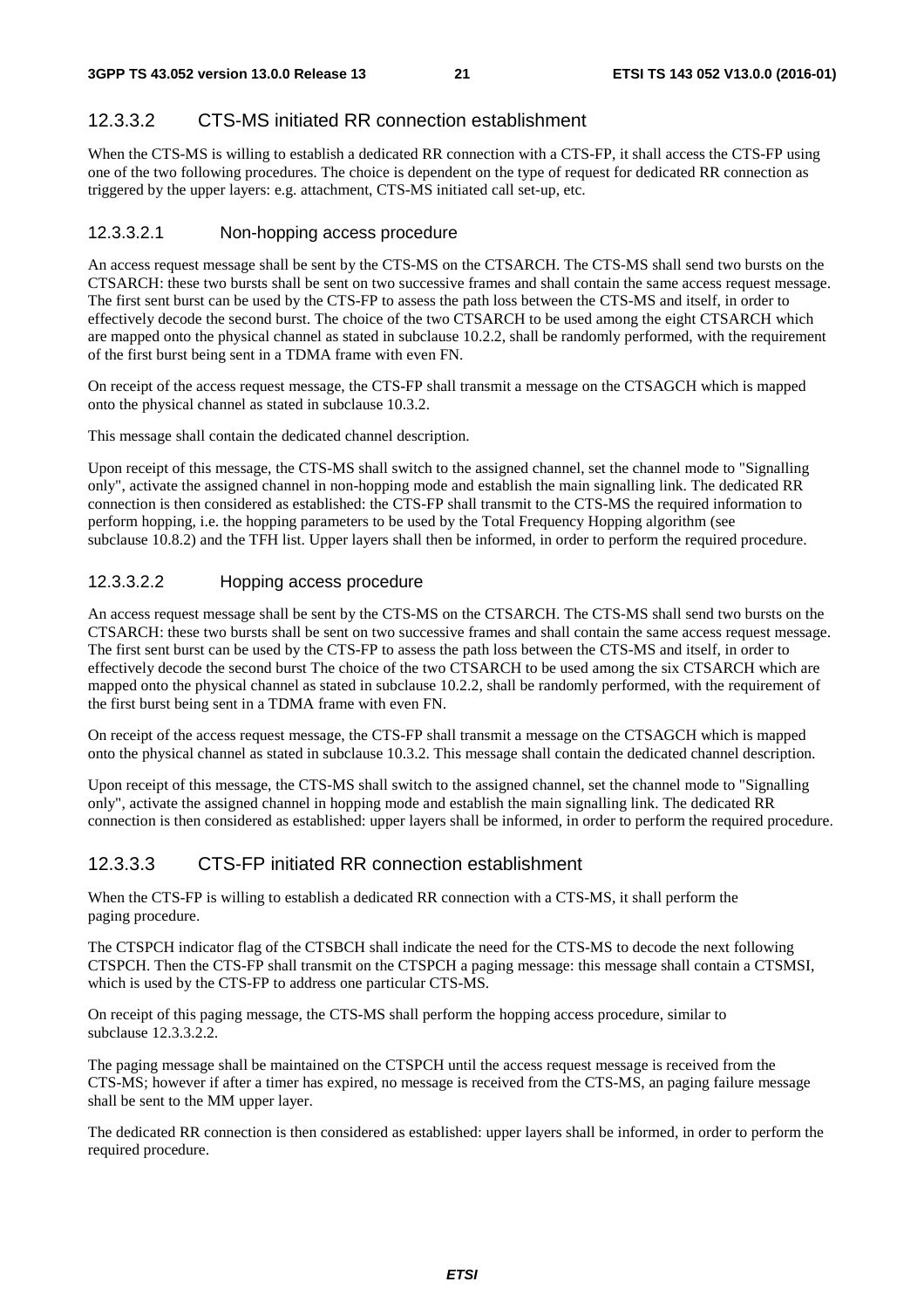#### 12.3.3.2 CTS-MS initiated RR connection establishment

When the CTS-MS is willing to establish a dedicated RR connection with a CTS-FP, it shall access the CTS-FP using one of the two following procedures. The choice is dependent on the type of request for dedicated RR connection as triggered by the upper layers: e.g. attachment, CTS-MS initiated call set-up, etc.

##### 12.3.3.2.1 Non-hopping access procedure

An access request message shall be sent by the CTS-MS on the CTSARCH. The CTS-MS shall send two bursts on the CTSARCH: these two bursts shall be sent on two successive frames and shall contain the same access request message. The first sent burst can be used by the CTS-FP to assess the path loss between the CTS-MS and itself, in order to effectively decode the second burst. The choice of the two CTSARCH to be used among the eight CTSARCH which are mapped onto the physical channel as stated in subclause 10.2.2, shall be randomly performed, with the requirement of the first burst being sent in a TDMA frame with even FN.

On receipt of the access request message, the CTS-FP shall transmit a message on the CTSAGCH which is mapped onto the physical channel as stated in subclause 10.3.2.

This message shall contain the dedicated channel description.

Upon receipt of this message, the CTS-MS shall switch to the assigned channel, set the channel mode to "Signalling only", activate the assigned channel in non-hopping mode and establish the main signalling link. The dedicated RR connection is then considered as established: the CTS-FP shall transmit to the CTS-MS the required information to perform hopping, i.e. the hopping parameters to be used by the Total Frequency Hopping algorithm (see subclause 10.8.2) and the TFH list. Upper layers shall then be informed, in order to perform the required procedure.

##### 12.3.3.2.2 Hopping access procedure

An access request message shall be sent by the CTS-MS on the CTSARCH. The CTS-MS shall send two bursts on the CTSARCH: these two bursts shall be sent on two successive frames and shall contain the same access request message. The first sent burst can be used by the CTS-FP to assess the path loss between the CTS-MS and itself, in order to effectively decode the second burst The choice of the two CTSARCH to be used among the six CTSARCH which are mapped onto the physical channel as stated in subclause 10.2.2, shall be randomly performed, with the requirement of the first burst being sent in a TDMA frame with even FN.

On receipt of the access request message, the CTS-FP shall transmit a message on the CTSAGCH which is mapped onto the physical channel as stated in subclause 10.3.2. This message shall contain the dedicated channel description.

Upon receipt of this message, the CTS-MS shall switch to the assigned channel, set the channel mode to "Signalling only", activate the assigned channel in hopping mode and establish the main signalling link. The dedicated RR connection is then considered as established: upper layers shall be informed, in order to perform the required procedure.

#### 12.3.3.3 CTS-FP initiated RR connection establishment

When the CTS-FP is willing to establish a dedicated RR connection with a CTS-MS, it shall perform the paging procedure.

The CTSPCH indicator flag of the CTSBCH shall indicate the need for the CTS-MS to decode the next following CTSPCH. Then the CTS-FP shall transmit on the CTSPCH a paging message: this message shall contain a CTSMSI, which is used by the CTS-FP to address one particular CTS-MS.

On receipt of this paging message, the CTS-MS shall perform the hopping access procedure, similar to subclause 12.3.3.2.2.

The paging message shall be maintained on the CTSPCH until the access request message is received from the CTS-MS; however if after a timer has expired, no message is received from the CTS-MS, an paging failure message shall be sent to the MM upper layer.

The dedicated RR connection is then considered as established: upper layers shall be informed, in order to perform the required procedure.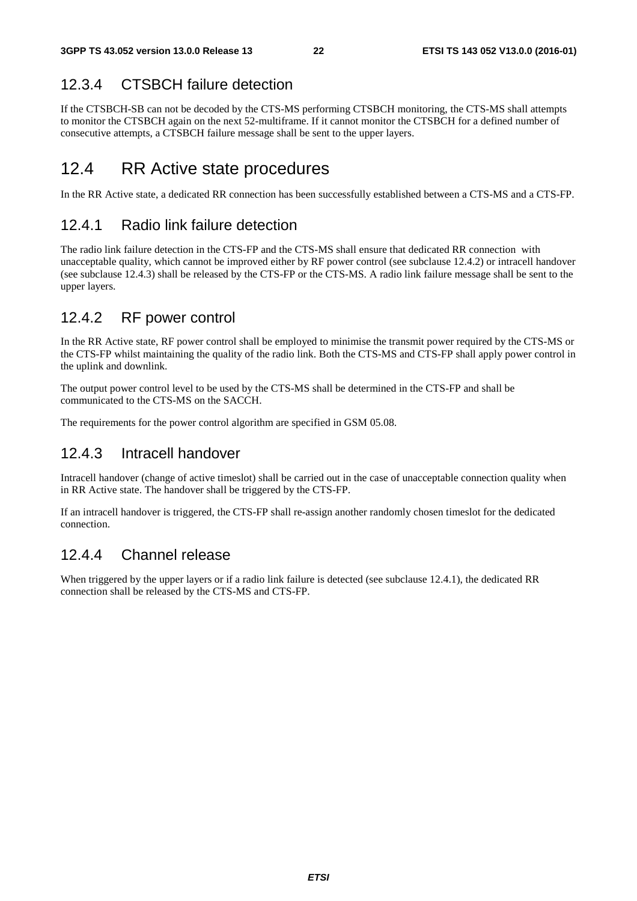### 12.3.4 CTSBCH failure detection

If the CTSBCH-SB can not be decoded by the CTS-MS performing CTSBCH monitoring, the CTS-MS shall attempts to monitor the CTSBCH again on the next 52-multiframe. If it cannot monitor the CTSBCH for a defined number of consecutive attempts, a CTSBCH failure message shall be sent to the upper layers.

## 12.4 RR Active state procedures

In the RR Active state, a dedicated RR connection has been successfully established between a CTS-MS and a CTS-FP.

### 12.4.1 Radio link failure detection

The radio link failure detection in the CTS-FP and the CTS-MS shall ensure that dedicated RR connection with unacceptable quality, which cannot be improved either by RF power control (see subclause 12.4.2) or intracell handover (see subclause 12.4.3) shall be released by the CTS-FP or the CTS-MS. A radio link failure message shall be sent to the upper layers.

### 12.4.2 RF power control

In the RR Active state, RF power control shall be employed to minimise the transmit power required by the CTS-MS or the CTS-FP whilst maintaining the quality of the radio link. Both the CTS-MS and CTS-FP shall apply power control in the uplink and downlink.

The output power control level to be used by the CTS-MS shall be determined in the CTS-FP and shall be communicated to the CTS-MS on the SACCH.

The requirements for the power control algorithm are specified in GSM 05.08.

### 12.4.3 Intracell handover

Intracell handover (change of active timeslot) shall be carried out in the case of unacceptable connection quality when in RR Active state. The handover shall be triggered by the CTS-FP.

If an intracell handover is triggered, the CTS-FP shall re-assign another randomly chosen timeslot for the dedicated connection.

### 12.4.4 Channel release

When triggered by the upper layers or if a radio link failure is detected (see subclause 12.4.1), the dedicated RR connection shall be released by the CTS-MS and CTS-FP.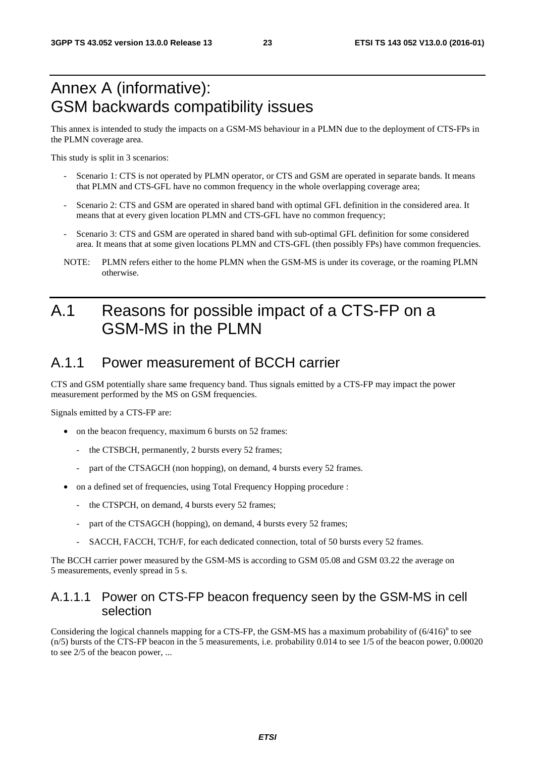# Annex A (informative): GSM backwards compatibility issues

This annex is intended to study the impacts on a GSM-MS behaviour in a PLMN due to the deployment of CTS-FPs in the PLMN coverage area.

This study is split in 3 scenarios:

- Scenario 1: CTS is not operated by PLMN operator, or CTS and GSM are operated in separate bands. It means that PLMN and CTS-GFL have no common frequency in the whole overlapping coverage area;
- Scenario 2: CTS and GSM are operated in shared band with optimal GFL definition in the considered area. It means that at every given location PLMN and CTS-GFL have no common frequency;
- Scenario 3: CTS and GSM are operated in shared band with sub-optimal GFL definition for some considered area. It means that at some given locations PLMN and CTS-GFL (then possibly FPs) have common frequencies.

NOTE: PLMN refers either to the home PLMN when the GSM-MS is under its coverage, or the roaming PLMN otherwise.

# A.1 Reasons for possible impact of a CTS-FP on a GSM-MS in the PLMN

## A.1.1 Power measurement of BCCH carrier

CTS and GSM potentially share same frequency band. Thus signals emitted by a CTS-FP may impact the power measurement performed by the MS on GSM frequencies.

Signals emitted by a CTS-FP are:

- on the beacon frequency, maximum 6 bursts on 52 frames:
  - the CTSBCH, permanently, 2 bursts every 52 frames;
  - part of the CTSAGCH (non hopping), on demand, 4 bursts every 52 frames.
- on a defined set of frequencies, using Total Frequency Hopping procedure :
  - the CTSPCH, on demand, 4 bursts every 52 frames;
  - part of the CTSAGCH (hopping), on demand, 4 bursts every 52 frames;
  - SACCH, FACCH, TCH/F, for each dedicated connection, total of 50 bursts every 52 frames.

The BCCH carrier power measured by the GSM-MS is according to GSM 05.08 and GSM 03.22 the average on 5 measurements, evenly spread in 5 s.

### A.1.1.1 Power on CTS-FP beacon frequency seen by the GSM-MS in cell selection

Considering the logical channels mapping for a CTS-FP, the GSM-MS has a maximum probability of $(6/416)^n$ to see $(n/5)$ bursts of the CTS-FP beacon in the 5 measurements, i.e. probability 0.014 to see 1/5 of the beacon power, 0.00020 to see 2/5 of the beacon power, ...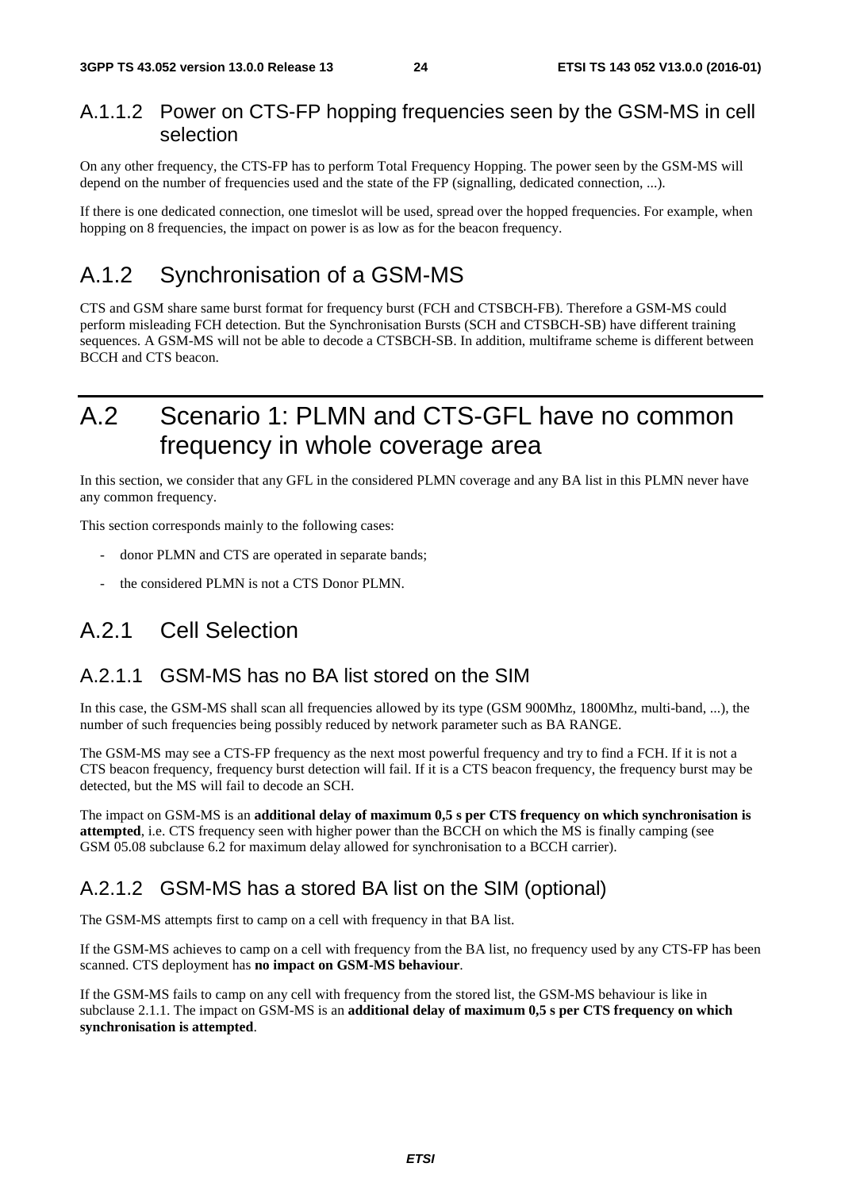### A.1.1.2 Power on CTS-FP hopping frequencies seen by the GSM-MS in cell selection

On any other frequency, the CTS-FP has to perform Total Frequency Hopping. The power seen by the GSM-MS will depend on the number of frequencies used and the state of the FP (signalling, dedicated connection, ...).

If there is one dedicated connection, one timeslot will be used, spread over the hopped frequencies. For example, when hopping on 8 frequencies, the impact on power is as low as for the beacon frequency.

## A.1.2 Synchronisation of a GSM-MS

CTS and GSM share same burst format for frequency burst (FCH and CTSBCH-FB). Therefore a GSM-MS could perform misleading FCH detection. But the Synchronisation Bursts (SCH and CTSBCH-SB) have different training sequences. A GSM-MS will not be able to decode a CTSBCH-SB. In addition, multiframe scheme is different between BCCH and CTS beacon.

# A.2 Scenario 1: PLMN and CTS-GFL have no common frequency in whole coverage area

In this section, we consider that any GFL in the considered PLMN coverage and any BA list in this PLMN never have any common frequency.

This section corresponds mainly to the following cases:

- donor PLMN and CTS are operated in separate bands;
- the considered PLMN is not a CTS Donor PLMN.

## A.2.1 Cell Selection

### A.2.1.1 GSM-MS has no BA list stored on the SIM

In this case, the GSM-MS shall scan all frequencies allowed by its type (GSM 900Mhz, 1800Mhz, multi-band, ...), the number of such frequencies being possibly reduced by network parameter such as BA RANGE.

The GSM-MS may see a CTS-FP frequency as the next most powerful frequency and try to find a FCH. If it is not a CTS beacon frequency, frequency burst detection will fail. If it is a CTS beacon frequency, the frequency burst may be detected, but the MS will fail to decode an SCH.

The impact on GSM-MS is an **additional delay of maximum 0,5 s per CTS frequency on which synchronisation is attempted**, i.e. CTS frequency seen with higher power than the BCCH on which the MS is finally camping (see GSM 05.08 subclause 6.2 for maximum delay allowed for synchronisation to a BCCH carrier).

### A.2.1.2 GSM-MS has a stored BA list on the SIM (optional)

The GSM-MS attempts first to camp on a cell with frequency in that BA list.

If the GSM-MS achieves to camp on a cell with frequency from the BA list, no frequency used by any CTS-FP has been scanned. CTS deployment has **no impact on GSM-MS behaviour**.

If the GSM-MS fails to camp on any cell with frequency from the stored list, the GSM-MS behaviour is like in subclause 2.1.1. The impact on GSM-MS is an **additional delay of maximum 0,5 s per CTS frequency on which synchronisation is attempted**.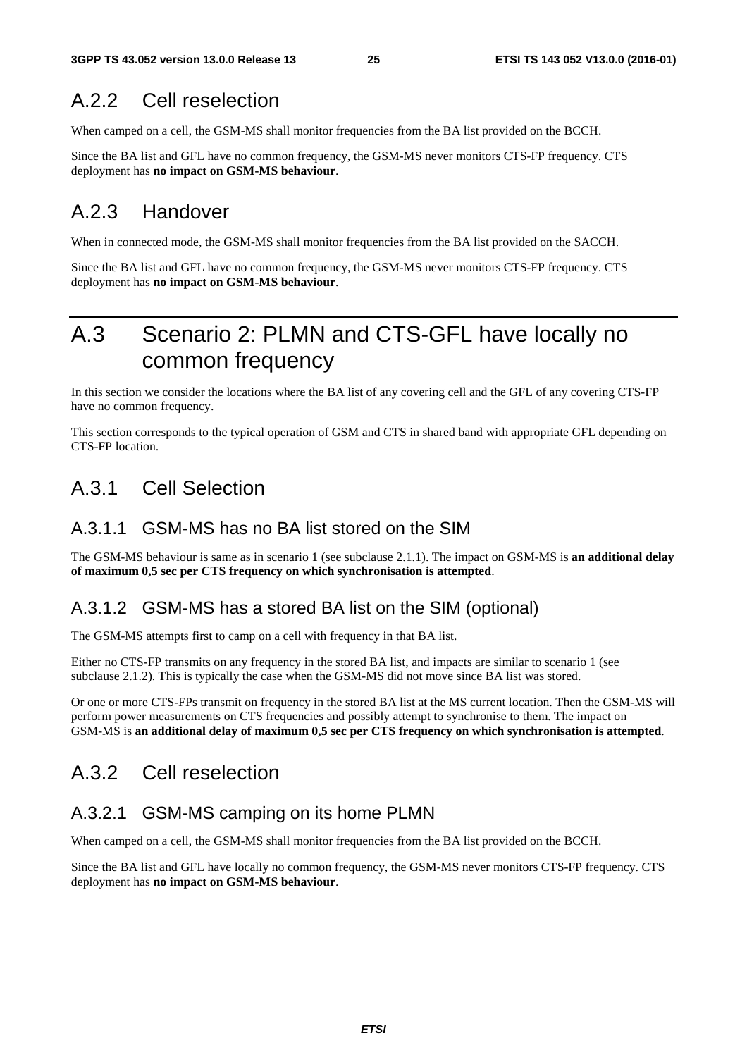## A.2.2 Cell reselection

When camped on a cell, the GSM-MS shall monitor frequencies from the BA list provided on the BCCH.

Since the BA list and GFL have no common frequency, the GSM-MS never monitors CTS-FP frequency. CTS deployment has **no impact on GSM-MS behaviour**.

## A.2.3 Handover

When in connected mode, the GSM-MS shall monitor frequencies from the BA list provided on the SACCH.

Since the BA list and GFL have no common frequency, the GSM-MS never monitors CTS-FP frequency. CTS deployment has **no impact on GSM-MS behaviour**.

# A.3 Scenario 2: PLMN and CTS-GFL have locally no common frequency

In this section we consider the locations where the BA list of any covering cell and the GFL of any covering CTS-FP have no common frequency.

This section corresponds to the typical operation of GSM and CTS in shared band with appropriate GFL depending on CTS-FP location.

## A.3.1 Cell Selection

### A.3.1.1 GSM-MS has no BA list stored on the SIM

The GSM-MS behaviour is same as in scenario 1 (see subclause 2.1.1). The impact on GSM-MS is **an additional delay of maximum 0,5 sec per CTS frequency on which synchronisation is attempted**.

### A.3.1.2 GSM-MS has a stored BA list on the SIM (optional)

The GSM-MS attempts first to camp on a cell with frequency in that BA list.

Either no CTS-FP transmits on any frequency in the stored BA list, and impacts are similar to scenario 1 (see subclause 2.1.2). This is typically the case when the GSM-MS did not move since BA list was stored.

Or one or more CTS-FPs transmit on frequency in the stored BA list at the MS current location. Then the GSM-MS will perform power measurements on CTS frequencies and possibly attempt to synchronise to them. The impact on GSM-MS is **an additional delay of maximum 0,5 sec per CTS frequency on which synchronisation is attempted**.

## A.3.2 Cell reselection

### A.3.2.1 GSM-MS camping on its home PLMN

When camped on a cell, the GSM-MS shall monitor frequencies from the BA list provided on the BCCH.

Since the BA list and GFL have locally no common frequency, the GSM-MS never monitors CTS-FP frequency. CTS deployment has **no impact on GSM-MS behaviour**.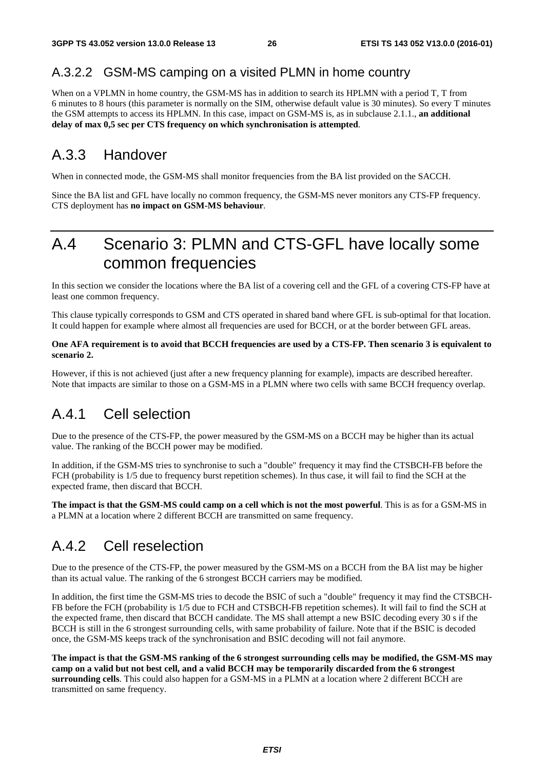### A.3.2.2 GSM-MS camping on a visited PLMN in home country

When on a VPLMN in home country, the GSM-MS has in addition to search its HPLMN with a period T, T from 6 minutes to 8 hours (this parameter is normally on the SIM, otherwise default value is 30 minutes). So every T minutes the GSM attempts to access its HPLMN. In this case, impact on GSM-MS is, as in subclause 2.1.1., **an additional delay of max 0,5 sec per CTS frequency on which synchronisation is attempted**.

## A.3.3 Handover

When in connected mode, the GSM-MS shall monitor frequencies from the BA list provided on the SACCH.

Since the BA list and GFL have locally no common frequency, the GSM-MS never monitors any CTS-FP frequency. CTS deployment has **no impact on GSM-MS behaviour**.

# A.4 Scenario 3: PLMN and CTS-GFL have locally some common frequencies

In this section we consider the locations where the BA list of a covering cell and the GFL of a covering CTS-FP have at least one common frequency.

This clause typically corresponds to GSM and CTS operated in shared band where GFL is sub-optimal for that location. It could happen for example where almost all frequencies are used for BCCH, or at the border between GFL areas.

**One AFA requirement is to avoid that BCCH frequencies are used by a CTS-FP. Then scenario 3 is equivalent to scenario 2.**

However, if this is not achieved (just after a new frequency planning for example), impacts are described hereafter. Note that impacts are similar to those on a GSM-MS in a PLMN where two cells with same BCCH frequency overlap.

## A.4.1 Cell selection

Due to the presence of the CTS-FP, the power measured by the GSM-MS on a BCCH may be higher than its actual value. The ranking of the BCCH power may be modified.

In addition, if the GSM-MS tries to synchronise to such a "double" frequency it may find the CTSBCH-FB before the FCH (probability is 1/5 due to frequency burst repetition schemes). In thus case, it will fail to find the SCH at the expected frame, then discard that BCCH.

**The impact is that the GSM-MS could camp on a cell which is not the most powerful**. This is as for a GSM-MS in a PLMN at a location where 2 different BCCH are transmitted on same frequency.

## A.4.2 Cell reselection

Due to the presence of the CTS-FP, the power measured by the GSM-MS on a BCCH from the BA list may be higher than its actual value. The ranking of the 6 strongest BCCH carriers may be modified.

In addition, the first time the GSM-MS tries to decode the BSIC of such a "double" frequency it may find the CTSBCH-FB before the FCH (probability is 1/5 due to FCH and CTSBCH-FB repetition schemes). It will fail to find the SCH at the expected frame, then discard that BCCH candidate. The MS shall attempt a new BSIC decoding every 30 s if the BCCH is still in the 6 strongest surrounding cells, with same probability of failure. Note that if the BSIC is decoded once, the GSM-MS keeps track of the synchronisation and BSIC decoding will not fail anymore.

**The impact is that the GSM-MS ranking of the 6 strongest surrounding cells may be modified, the GSM-MS may camp on a valid but not best cell, and a valid BCCH may be temporarily discarded from the 6 strongest surrounding cells**. This could also happen for a GSM-MS in a PLMN at a location where 2 different BCCH are transmitted on same frequency.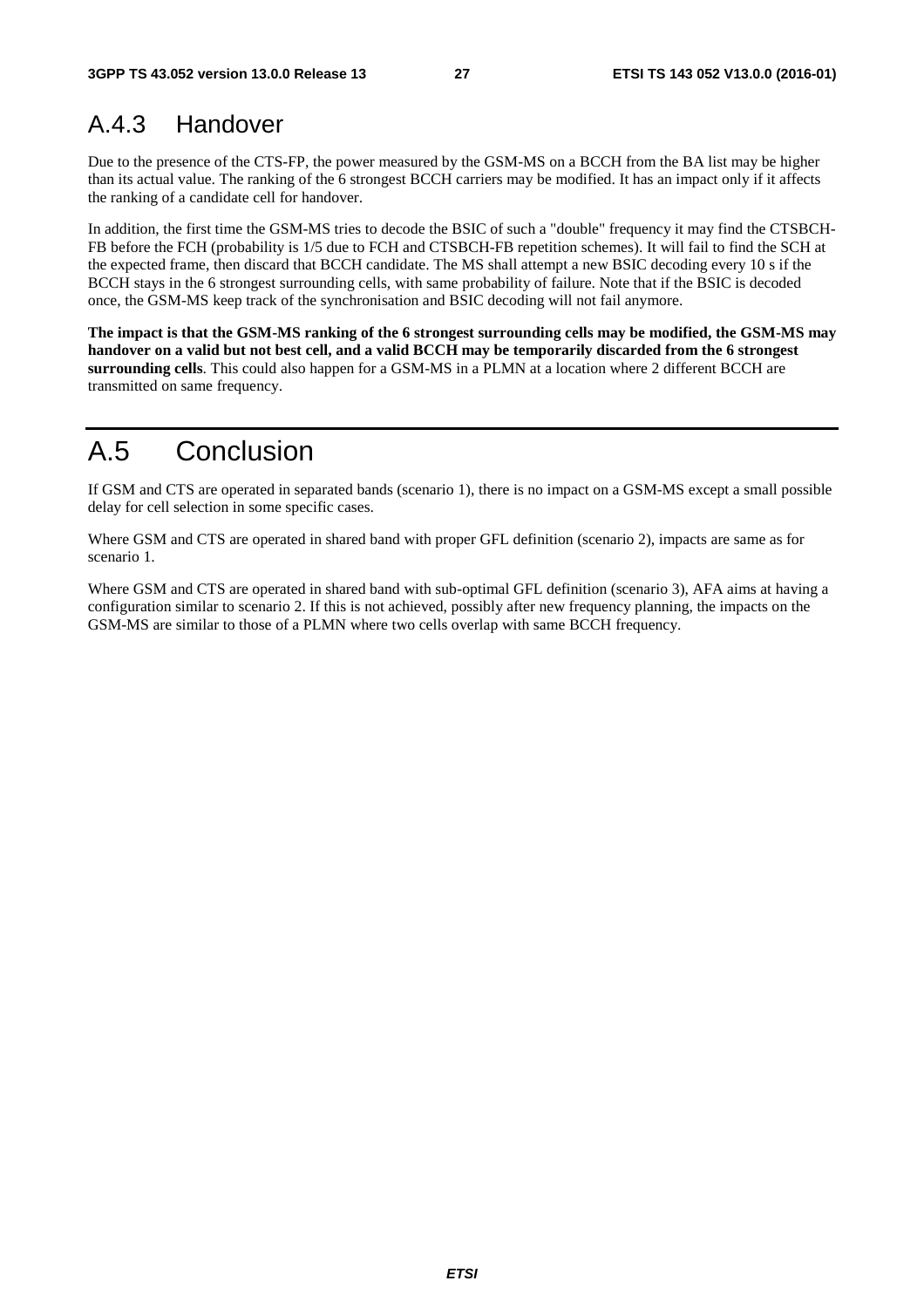### A.4.3 Handover

Due to the presence of the CTS-FP, the power measured by the GSM-MS on a BCCH from the BA list may be higher than its actual value. The ranking of the 6 strongest BCCH carriers may be modified. It has an impact only if it affects the ranking of a candidate cell for handover.

In addition, the first time the GSM-MS tries to decode the BSIC of such a "double" frequency it may find the CTSBCH-FB before the FCH (probability is 1/5 due to FCH and CTSBCH-FB repetition schemes). It will fail to find the SCH at the expected frame, then discard that BCCH candidate. The MS shall attempt a new BSIC decoding every 10 s if the BCCH stays in the 6 strongest surrounding cells, with same probability of failure. Note that if the BSIC is decoded once, the GSM-MS keep track of the synchronisation and BSIC decoding will not fail anymore.

**The impact is that the GSM-MS ranking of the 6 strongest surrounding cells may be modified, the GSM-MS may handover on a valid but not best cell, and a valid BCCH may be temporarily discarded from the 6 strongest surrounding cells**. This could also happen for a GSM-MS in a PLMN at a location where 2 different BCCH are transmitted on same frequency.

## A.5 Conclusion

If GSM and CTS are operated in separated bands (scenario 1), there is no impact on a GSM-MS except a small possible delay for cell selection in some specific cases.

Where GSM and CTS are operated in shared band with proper GFL definition (scenario 2), impacts are same as for scenario 1.

Where GSM and CTS are operated in shared band with sub-optimal GFL definition (scenario 3), AFA aims at having a configuration similar to scenario 2. If this is not achieved, possibly after new frequency planning, the impacts on the GSM-MS are similar to those of a PLMN where two cells overlap with same BCCH frequency.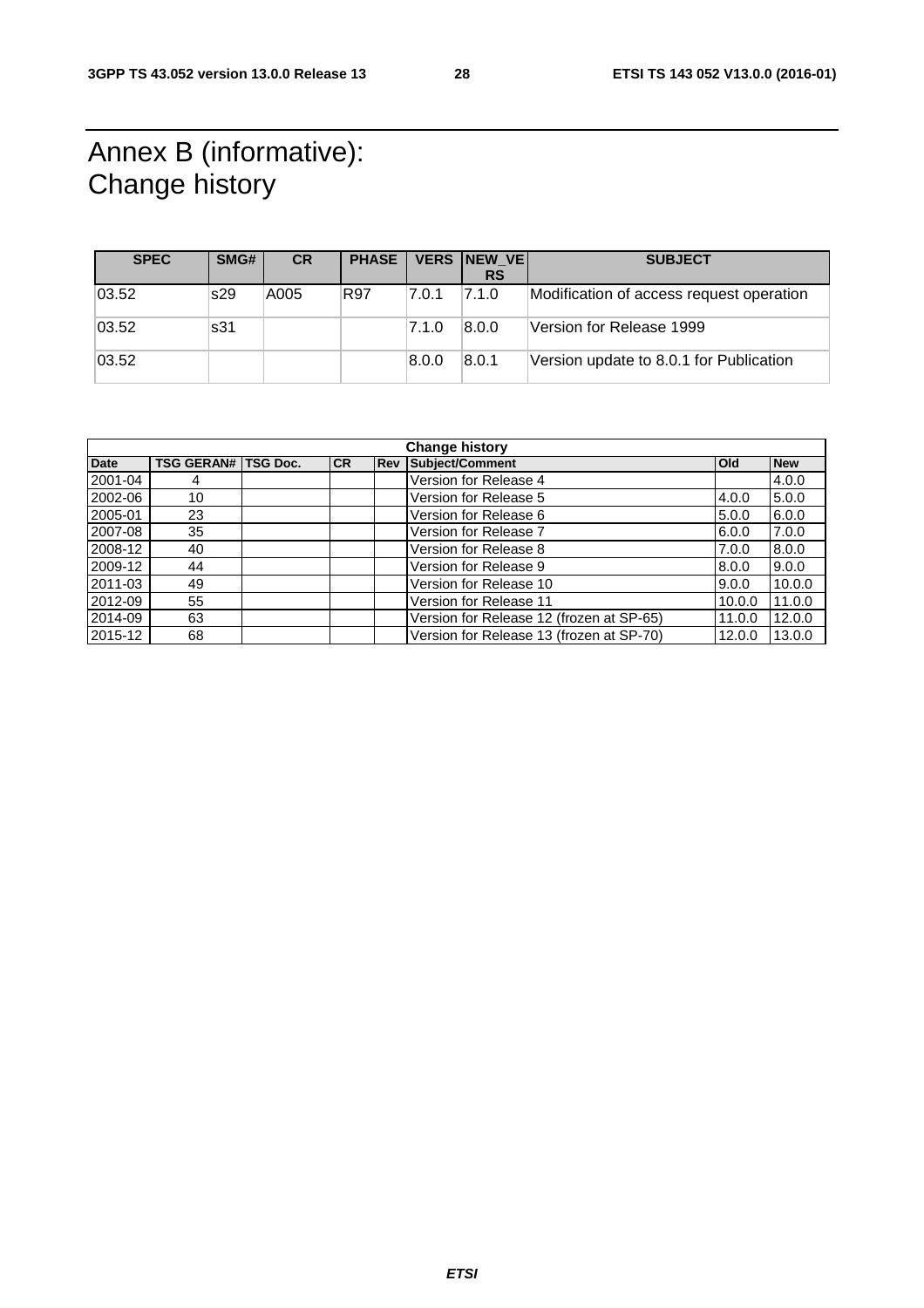# Annex B (informative): Change history

| SPEC | SMG# | CR | PHASE | VERS | NEW_VERS | SUBJECT |
|---|---|---|---|---|---|---|
| 03.52 | s29 | A005 | R97 | 7.0.1 | 7.1.0 | Modification of access request operation |
| 03.52 | s31 | | | 7.1.0 | 8.0.0 | Version for Release 1999 |
| 03.52 | | | | 8.0.0 | 8.0.1 | Version update to 8.0.1 for Publication |

| Change history | | | | | | | |
|---|---|---|---|---|---|---|---|
| **Date** | **TSG GERAN#** | **TSG Doc.** | **CR** | **Rev** | **Subject/Comment** | **Old** | **New** |
| 2001-04 | 4 | | | | Version for Release 4 | | 4.0.0 |
| 2002-06 | 10 | | | | Version for Release 5 | 4.0.0 | 5.0.0 |
| 2005-01 | 23 | | | | Version for Release 6 | 5.0.0 | 6.0.0 |
| 2007-08 | 35 | | | | Version for Release 7 | 6.0.0 | 7.0.0 |
| 2008-12 | 40 | | | | Version for Release 8 | 7.0.0 | 8.0.0 |
| 2009-12 | 44 | | | | Version for Release 9 | 8.0.0 | 9.0.0 |
| 2011-03 | 49 | | | | Version for Release 10 | 9.0.0 | 10.0.0 |
| 2012-09 | 55 | | | | Version for Release 11 | 10.0.0 | 11.0.0 |
| 2014-09 | 63 | | | | Version for Release 12 (frozen at SP-65) | 11.0.0 | 12.0.0 |
| 2015-12 | 68 | | | | Version for Release 13 (frozen at SP-70) | 12.0.0 | 13.0.0 |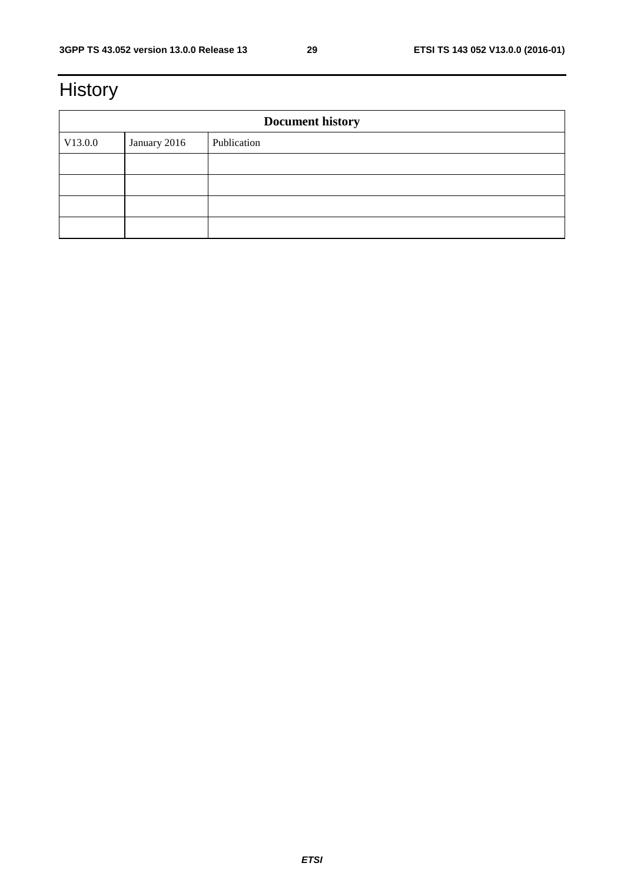# History

| Document history | | |
|---|---|---|
| V13.0.0 | January 2016 | Publication |
| | | |
| | | |
| | | |
| | | |